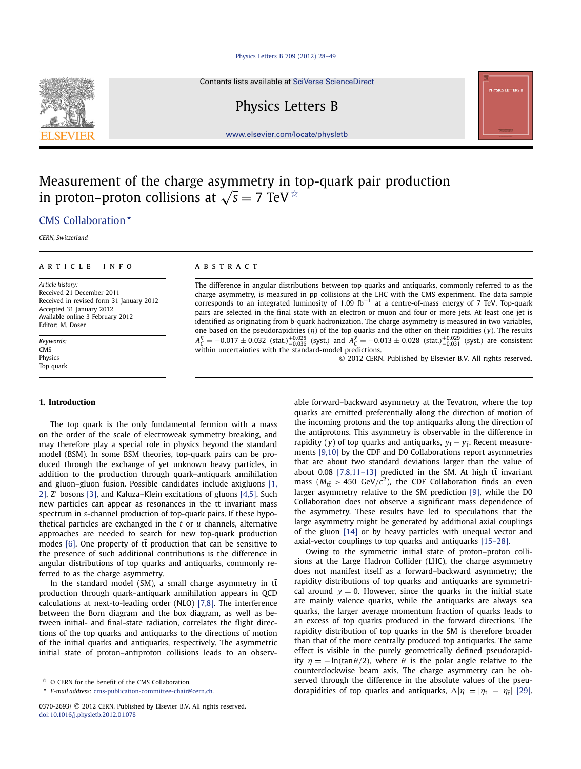# Measurement of the charge asymmetry in top-quark pair production in proton–proton collisions at $\sqrt{s} = 7$ TeV ☆

CMS Collaboration ⋆

*CERN, Switzerland*

## ARTICLE INFO

*Article history:*
Received 21 December 2011
Received in revised form 31 January 2012
Accepted 31 January 2012
Available online 3 February 2012
Editor: M. Doser

*Keywords:*
CMS
Physics
Top quark

## ABSTRACT

The difference in angular distributions between top quarks and antiquarks, commonly referred to as the charge asymmetry, is measured in pp collisions at the LHC with the CMS experiment. The data sample corresponds to an integrated luminosity of 1.09 fb$^{-1}$ at a centre-of-mass energy of 7 TeV. Top-quark pairs are selected in the final state with an electron or muon and four or more jets. At least one jet is identified as originating from b-quark hadronization. The charge asymmetry is measured in two variables, one based on the pseudorapidities ($\eta$) of the top quarks and the other on their rapidities ($y$). The results $A_C^{\eta} = -0.017 \pm 0.032$ (stat.)$^{+0.025}_{-0.036}$ (syst.) and $A_C^{y} = -0.013 \pm 0.028$ (stat.)$^{+0.029}_{-0.031}$ (syst.) are consistent within uncertainties with the standard-model predictions.

© 2012 CERN. Published by Elsevier B.V. All rights reserved.

## 1. Introduction

The top quark is the only fundamental fermion with a mass on the order of the scale of electroweak symmetry breaking, and may therefore play a special role in physics beyond the standard model (BSM). In some BSM theories, top-quark pairs can be produced through the exchange of yet unknown heavy particles, in addition to the production through quark–antiquark annihilation and gluon–gluon fusion. Possible candidates include axigluons [1,2], Z′ bosons [3], and Kaluza–Klein excitations of gluons [4,5]. Such new particles can appear as resonances in the $t\bar{t}$ invariant mass spectrum in $s$-channel production of top-quark pairs. If these hypothetical particles are exchanged in the $t$ or $u$ channels, alternative approaches are needed to search for new top-quark production modes [6]. One property of $t\bar{t}$ production that can be sensitive to the presence of such additional contributions is the difference in angular distributions of top quarks and antiquarks, commonly referred to as the charge asymmetry.

In the standard model (SM), a small charge asymmetry in $t\bar{t}$ production through quark–antiquark annihilation appears in QCD calculations at next-to-leading order (NLO) [7,8]. The interference between the Born diagram and the box diagram, as well as between initial- and final-state radiation, correlates the flight directions of the top quarks and antiquarks to the directions of motion of the initial quarks and antiquarks, respectively. The asymmetric initial state of proton–antiproton collisions leads to an observable forward–backward asymmetry at the Tevatron, where the top quarks are emitted preferentially along the direction of motion of the incoming protons and the top antiquarks along the direction of the antiprotons. This asymmetry is observable in the difference in rapidity ($y$) of top quarks and antiquarks, $y_t - y_{\bar{t}}$. Recent measurements [9,10] by the CDF and D0 Collaborations report asymmetries that are about two standard deviations larger than the value of about 0.08 [7,8,11–13] predicted in the SM. At high $t\bar{t}$ invariant mass ($M_{t\bar{t}} > 450$ GeV/$c^2$), the CDF Collaboration finds an even larger asymmetry relative to the SM prediction [9], while the D0 Collaboration does not observe a significant mass dependence of the asymmetry. These results have led to speculations that the large asymmetry might be generated by additional axial couplings of the gluon [14] or by heavy particles with unequal vector and axial-vector couplings to top quarks and antiquarks [15–28].

Owing to the symmetric initial state of proton–proton collisions at the Large Hadron Collider (LHC), the charge asymmetry does not manifest itself as a forward–backward asymmetry; the rapidity distributions of top quarks and antiquarks are symmetrical around $y = 0$. However, since the quarks in the initial state are mainly valence quarks, while the antiquarks are always sea quarks, the larger average momentum fraction of quarks leads to an excess of top quarks produced in the forward directions. The rapidity distribution of top quarks in the SM is therefore broader than that of the more centrally produced top antiquarks. The same effect is visible in the purely geometrically defined pseudorapidity $\eta = -\ln(\tan\theta/2)$, where $\theta$ is the polar angle relative to the counterclockwise beam axis. The charge asymmetry can be observed through the difference in the absolute values of the pseudorapidities of top quarks and antiquarks, $\Delta|\eta| = |\eta_t| - |\eta_{\bar{t}}|$ [29].

☆ © CERN for the benefit of the CMS Collaboration.
⋆ *E-mail address:* cms-publication-committee-chair@cern.ch.

0370-2693/ © 2012 CERN. Published by Elsevier B.V. All rights reserved.
doi:10.1016/j.physletb.2012.01.078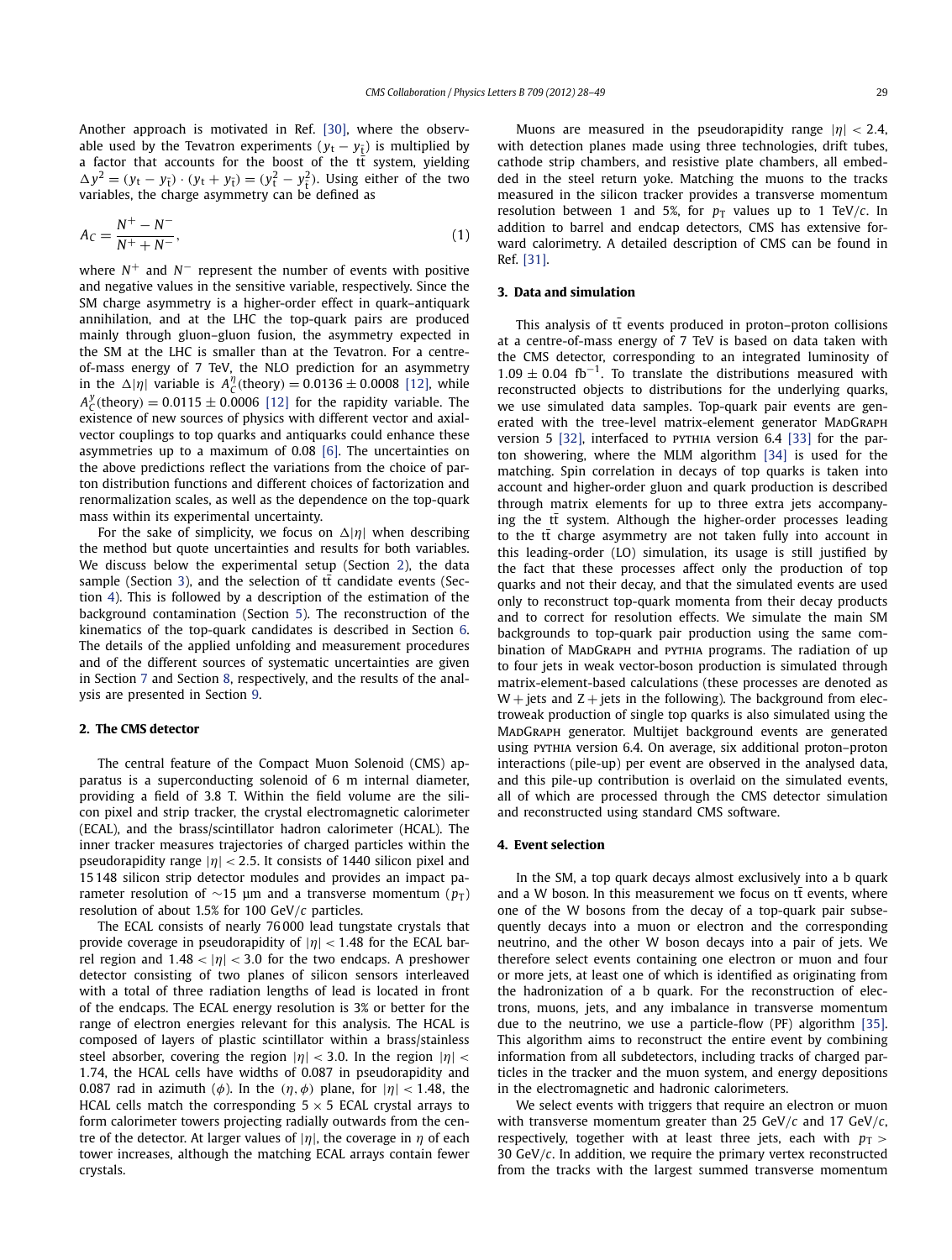Another approach is motivated in Ref. [30], where the observable used by the Tevatron experiments $(y_{\mathrm{t}} - y_{\bar{\mathrm{t}}})$ is multiplied by a factor that accounts for the boost of the $\mathrm{t\bar{t}}$ system, yielding $\Delta y^2 = (y_{\mathrm{t}} - y_{\bar{\mathrm{t}}}) \cdot (y_{\mathrm{t}} + y_{\bar{\mathrm{t}}}) = (y_{\mathrm{t}}^2 - y_{\bar{\mathrm{t}}}^2)$. Using either of the two variables, the charge asymmetry can be defined as

$$A_C = \frac{N^+ - N^-}{N^+ + N^-}, \tag{1}$$

where $N^+$ and $N^-$ represent the number of events with positive and negative values in the sensitive variable, respectively. Since the SM charge asymmetry is a higher-order effect in quark–antiquark annihilation, and at the LHC the top-quark pairs are produced mainly through gluon–gluon fusion, the asymmetry expected in the SM at the LHC is smaller than at the Tevatron. For a centre-of-mass energy of 7 TeV, the NLO prediction for an asymmetry in the $\Delta|\eta|$ variable is $A_C^{\eta}(\text{theory}) = 0.0136 \pm 0.0008$ [12], while $A_C^{y}(\text{theory}) = 0.0115 \pm 0.0006$ [12] for the rapidity variable. The existence of new sources of physics with different vector and axial-vector couplings to top quarks and antiquarks could enhance these asymmetries up to a maximum of 0.08 [6]. The uncertainties on the above predictions reflect the variations from the choice of parton distribution functions and different choices of factorization and renormalization scales, as well as the dependence on the top-quark mass within its experimental uncertainty.

For the sake of simplicity, we focus on $\Delta|\eta|$ when describing the method but quote uncertainties and results for both variables. We discuss below the experimental setup (Section 2), the data sample (Section 3), and the selection of $\mathrm{t\bar{t}}$ candidate events (Section 4). This is followed by a description of the estimation of the background contamination (Section 5). The reconstruction of the kinematics of the top-quark candidates is described in Section 6. The details of the applied unfolding and measurement procedures and of the different sources of systematic uncertainties are given in Section 7 and Section 8, respectively, and the results of the analysis are presented in Section 9.

## 2. The CMS detector

The central feature of the Compact Muon Solenoid (CMS) apparatus is a superconducting solenoid of 6 m internal diameter, providing a field of 3.8 T. Within the field volume are the silicon pixel and strip tracker, the crystal electromagnetic calorimeter (ECAL), and the brass/scintillator hadron calorimeter (HCAL). The inner tracker measures trajectories of charged particles within the pseudorapidity range $|\eta| < 2.5$. It consists of 1440 silicon pixel and 15 148 silicon strip detector modules and provides an impact parameter resolution of $\sim$15 μm and a transverse momentum ($p_{\mathrm{T}}$) resolution of about 1.5% for 100 GeV/$c$ particles.

The ECAL consists of nearly 76 000 lead tungstate crystals that provide coverage in pseudorapidity of $|\eta| < 1.48$ for the ECAL barrel region and $1.48 < |\eta| < 3.0$ for the two endcaps. A preshower detector consisting of two planes of silicon sensors interleaved with a total of three radiation lengths of lead is located in front of the endcaps. The ECAL energy resolution is 3% or better for the range of electron energies relevant for this analysis. The HCAL is composed of layers of plastic scintillator within a brass/stainless steel absorber, covering the region $|\eta| < 3.0$. In the region $|\eta| < 1.74$, the HCAL cells have widths of 0.087 in pseudorapidity and 0.087 rad in azimuth ($\phi$). In the $(\eta, \phi)$ plane, for $|\eta| < 1.48$, the HCAL cells match the corresponding $5 \times 5$ ECAL crystal arrays to form calorimeter towers projecting radially outwards from the centre of the detector. At larger values of $|\eta|$, the coverage in $\eta$ of each tower increases, although the matching ECAL arrays contain fewer crystals.

Muons are measured in the pseudorapidity range $|\eta| < 2.4$, with detection planes made using three technologies, drift tubes, cathode strip chambers, and resistive plate chambers, all embedded in the steel return yoke. Matching the muons to the tracks measured in the silicon tracker provides a transverse momentum resolution between 1 and 5%, for $p_{\mathrm{T}}$ values up to 1 TeV/$c$. In addition to barrel and endcap detectors, CMS has extensive forward calorimetry. A detailed description of CMS can be found in Ref. [31].

## 3. Data and simulation

This analysis of $\mathrm{t\bar{t}}$ events produced in proton–proton collisions at a centre-of-mass energy of 7 TeV is based on data taken with the CMS detector, corresponding to an integrated luminosity of $1.09 \pm 0.04\ \mathrm{fb}^{-1}$. To translate the distributions measured with reconstructed objects to distributions for the underlying quarks, we use simulated data samples. Top-quark pair events are generated with the tree-level matrix-element generator MadGraph version 5 [32], interfaced to pythia version 6.4 [33] for the parton showering, where the MLM algorithm [34] is used for the matching. Spin correlation in decays of top quarks is taken into account and higher-order gluon and quark production is described through matrix elements for up to three extra jets accompanying the $\mathrm{t\bar{t}}$ system. Although the higher-order processes leading to the $\mathrm{t\bar{t}}$ charge asymmetry are not taken fully into account in this leading-order (LO) simulation, its usage is still justified by the fact that these processes affect only the production of top quarks and not their decay, and that the simulated events are used only to reconstruct top-quark momenta from their decay products and to correct for resolution effects. We simulate the main SM backgrounds to top-quark pair production using the same combination of MadGraph and pythia programs. The radiation of up to four jets in weak vector-boson production is simulated through matrix-element-based calculations (these processes are denoted as W + jets and Z + jets in the following). The background from electroweak production of single top quarks is also simulated using the MadGraph generator. Multijet background events are generated using pythia version 6.4. On average, six additional proton–proton interactions (pile-up) per event are observed in the analysed data, and this pile-up contribution is overlaid on the simulated events, all of which are processed through the CMS detector simulation and reconstructed using standard CMS software.

## 4. Event selection

In the SM, a top quark decays almost exclusively into a b quark and a W boson. In this measurement we focus on $\mathrm{t\bar{t}}$ events, where one of the W bosons from the decay of a top-quark pair subsequently decays into a muon or electron and the corresponding neutrino, and the other W boson decays into a pair of jets. We therefore select events containing one electron or muon and four or more jets, at least one of which is identified as originating from the hadronization of a b quark. For the reconstruction of electrons, muons, jets, and any imbalance in transverse momentum due to the neutrino, we use a particle-flow (PF) algorithm [35]. This algorithm aims to reconstruct the entire event by combining information from all subdetectors, including tracks of charged particles in the tracker and the muon system, and energy depositions in the electromagnetic and hadronic calorimeters.

We select events with triggers that require an electron or muon with transverse momentum greater than 25 GeV/$c$ and 17 GeV/$c$, respectively, together with at least three jets, each with $p_{\mathrm{T}} > 30$ GeV/$c$. In addition, we require the primary vertex reconstructed from the tracks with the largest summed transverse momentum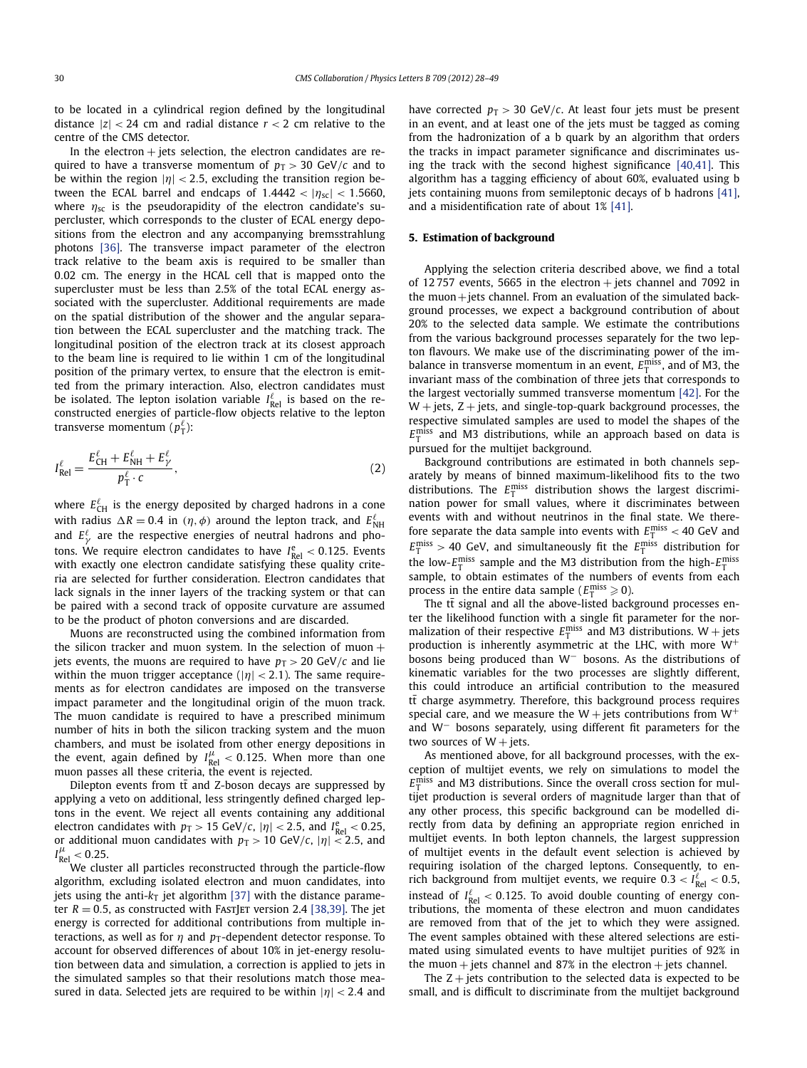to be located in a cylindrical region defined by the longitudinal distance $|z| < 24$ cm and radial distance $r < 2$ cm relative to the centre of the CMS detector.

In the electron + jets selection, the electron candidates are required to have a transverse momentum of $p_T > 30$ GeV/$c$ and to be within the region $|\eta| < 2.5$, excluding the transition region between the ECAL barrel and endcaps of $1.4442 < |\eta_{sc}| < 1.5660$, where $\eta_{sc}$ is the pseudorapidity of the electron candidate's supercluster, which corresponds to the cluster of ECAL energy depositions from the electron and any accompanying bremsstrahlung photons [36]. The transverse impact parameter of the electron track relative to the beam axis is required to be smaller than 0.02 cm. The energy in the HCAL cell that is mapped onto the supercluster must be less than 2.5% of the total ECAL energy associated with the supercluster. Additional requirements are made on the spatial distribution of the shower and the angular separation between the ECAL supercluster and the matching track. The longitudinal position of the electron track at its closest approach to the beam line is required to lie within 1 cm of the longitudinal position of the primary vertex, to ensure that the electron is emitted from the primary interaction. Also, electron candidates must be isolated. The lepton isolation variable $I^{\ell}_{\mathrm{Rel}}$ is based on the reconstructed energies of particle-flow objects relative to the lepton transverse momentum ($p^{\ell}_T$):

$$I^{\ell}_{\mathrm{Rel}} = \frac{E^{\ell}_{\mathrm{CH}} + E^{\ell}_{\mathrm{NH}} + E^{\ell}_{\gamma}}{p^{\ell}_T \cdot c}, \tag{2}$$

where $E^{\ell}_{\mathrm{CH}}$ is the energy deposited by charged hadrons in a cone with radius $\Delta R = 0.4$ in $(\eta, \phi)$ around the lepton track, and $E^{\ell}_{\mathrm{NH}}$ and $E^{\ell}_{\gamma}$ are the respective energies of neutral hadrons and photons. We require electron candidates to have $I^{e}_{\mathrm{Rel}} < 0.125$. Events with exactly one electron candidate satisfying these quality criteria are selected for further consideration. Electron candidates that lack signals in the inner layers of the tracking system or that can be paired with a second track of opposite curvature are assumed to be the product of photon conversions and are discarded.

Muons are reconstructed using the combined information from the silicon tracker and muon system. In the selection of muon + jets events, the muons are required to have $p_T > 20$ GeV/$c$ and lie within the muon trigger acceptance ($|\eta| < 2.1$). The same requirements as for electron candidates are imposed on the transverse impact parameter and the longitudinal origin of the muon track. The muon candidate is required to have a prescribed minimum number of hits in both the silicon tracking system and the muon chambers, and must be isolated from other energy depositions in the event, again defined by $I^{\mu}_{\mathrm{Rel}} < 0.125$. When more than one muon passes all these criteria, the event is rejected.

Dilepton events from $t\bar{t}$ and Z-boson decays are suppressed by applying a veto on additional, less stringently defined charged leptons in the event. We reject all events containing any additional electron candidates with $p_T > 15$ GeV/$c$, $|\eta| < 2.5$, and $I^{e}_{\mathrm{Rel}} < 0.25$, or additional muon candidates with $p_T > 10$ GeV/$c$, $|\eta| < 2.5$, and $I^{\mu}_{\mathrm{Rel}} < 0.25$.

We cluster all particles reconstructed through the particle-flow algorithm, excluding isolated electron and muon candidates, into jets using the anti-$k_T$ jet algorithm [37] with the distance parameter $R = 0.5$, as constructed with FastJet version 2.4 [38,39]. The jet energy is corrected for additional contributions from multiple interactions, as well as for $\eta$ and $p_T$-dependent detector response. To account for observed differences of about 10% in jet-energy resolution between data and simulation, a correction is applied to jets in the simulated samples so that their resolutions match those measured in data. Selected jets are required to be within $|\eta| < 2.4$ and have corrected $p_T > 30$ GeV/$c$. At least four jets must be present in an event, and at least one of the jets must be tagged as coming from the hadronization of a b quark by an algorithm that orders the tracks in impact parameter significance and discriminates using the track with the second highest significance [40,41]. This algorithm has a tagging efficiency of about 60%, evaluated using b jets containing muons from semileptonic decays of b hadrons [41], and a misidentification rate of about 1% [41].

## 5. Estimation of background

Applying the selection criteria described above, we find a total of 12 757 events, 5665 in the electron + jets channel and 7092 in the muon + jets channel. From an evaluation of the simulated background processes, we expect a background contribution of about 20% to the selected data sample. We estimate the contributions from the various background processes separately for the two lepton flavours. We make use of the discriminating power of the imbalance in transverse momentum in an event, $E_T^{\mathrm{miss}}$, and of M3, the invariant mass of the combination of three jets that corresponds to the largest vectorially summed transverse momentum [42]. For the W + jets, Z + jets, and single-top-quark background processes, the respective simulated samples are used to model the shapes of the $E_T^{\mathrm{miss}}$ and M3 distributions, while an approach based on data is pursued for the multijet background.

Background contributions are estimated in both channels separately by means of binned maximum-likelihood fits to the two distributions. The $E_T^{\mathrm{miss}}$ distribution shows the largest discrimination power for small values, where it discriminates between events with and without neutrinos in the final state. We therefore separate the data sample into events with $E_T^{\mathrm{miss}} < 40$ GeV and $E_T^{\mathrm{miss}} > 40$ GeV, and simultaneously fit the $E_T^{\mathrm{miss}}$ distribution for the low-$E_T^{\mathrm{miss}}$ sample and the M3 distribution from the high-$E_T^{\mathrm{miss}}$ sample, to obtain estimates of the numbers of events from each process in the entire data sample ($E_T^{\mathrm{miss}} \geqslant 0$).

The $t\bar{t}$ signal and all the above-listed background processes enter the likelihood function with a single fit parameter for the normalization of their respective $E_T^{\mathrm{miss}}$ and M3 distributions. W + jets production is inherently asymmetric at the LHC, with more $W^+$ bosons being produced than $W^-$ bosons. As the distributions of kinematic variables for the two processes are slightly different, this could introduce an artificial contribution to the measured $t\bar{t}$ charge asymmetry. Therefore, this background process requires special care, and we measure the W + jets contributions from $W^+$ and $W^-$ bosons separately, using different fit parameters for the two sources of W + jets.

As mentioned above, for all background processes, with the exception of multijet events, we rely on simulations to model the $E_T^{\mathrm{miss}}$ and M3 distributions. Since the overall cross section for multijet production is several orders of magnitude larger than that of any other process, this specific background can be modelled directly from data by defining an appropriate region enriched in multijet events. In both lepton channels, the largest suppression of multijet events in the default event selection is achieved by requiring isolation of the charged leptons. Consequently, to enrich background from multijet events, we require $0.3 < I^{\ell}_{\mathrm{Rel}} < 0.5$, instead of $I^{\ell}_{\mathrm{Rel}} < 0.125$. To avoid double counting of energy contributions, the momenta of these electron and muon candidates are removed from that of the jet to which they were assigned. The event samples obtained with these altered selections are estimated using simulated events to have multijet purities of 92% in the muon + jets channel and 87% in the electron + jets channel.

The Z + jets contribution to the selected data is expected to be small, and is difficult to discriminate from the multijet background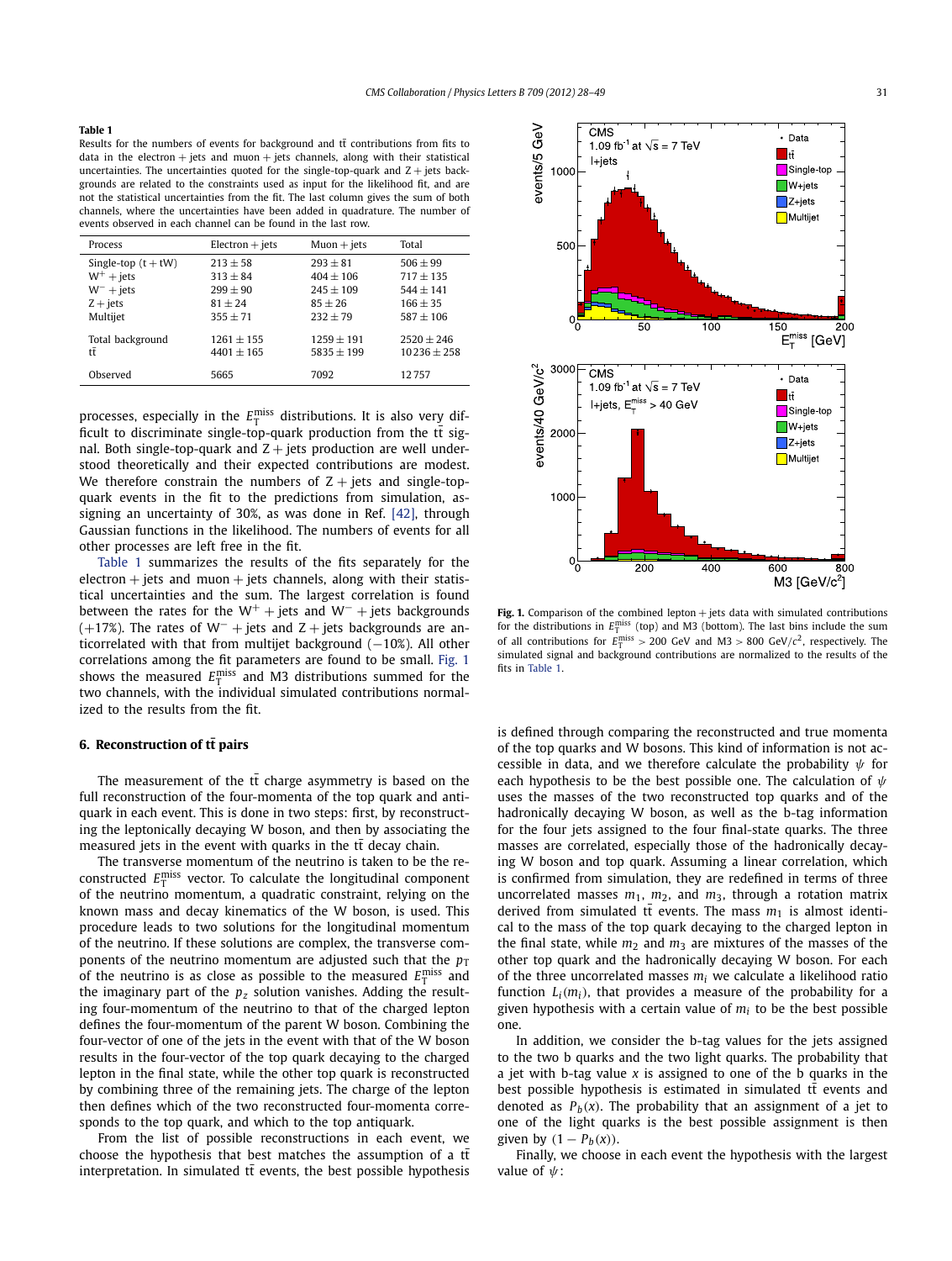**Table 1**

Results for the numbers of events for background and $t\bar{t}$ contributions from fits to data in the electron + jets and muon + jets channels, along with their statistical uncertainties. The uncertainties quoted for the single-top-quark and Z + jets backgrounds are related to the constraints used as input for the likelihood fit, and are not the statistical uncertainties from the fit. The last column gives the sum of both channels, where the uncertainties have been added in quadrature. The number of events observed in each channel can be found in the last row.

| Process | Electron + jets | Muon + jets | Total |
|---|---|---|---|
| Single-top (t + tW) | $213 \pm 58$ | $293 \pm 81$ | $506 \pm 99$ |
| $W^+$ + jets | $313 \pm 84$ | $404 \pm 106$ | $717 \pm 135$ |
| $W^-$ + jets | $299 \pm 90$ | $245 \pm 109$ | $544 \pm 141$ |
| Z + jets | $81 \pm 24$ | $85 \pm 26$ | $166 \pm 35$ |
| Multijet | $355 \pm 71$ | $232 \pm 79$ | $587 \pm 106$ |
| Total background | $1261 \pm 155$ | $1259 \pm 191$ | $2520 \pm 246$ |
| $t\bar{t}$ | $4401 \pm 165$ | $5835 \pm 199$ | $10236 \pm 258$ |
| Observed | 5665 | 7092 | 12757 |

processes, especially in the $E_T^{miss}$ distributions. It is also very difficult to discriminate single-top-quark production from the $t\bar{t}$ signal. Both single-top-quark and Z + jets production are well understood theoretically and their expected contributions are modest. We therefore constrain the numbers of Z + jets and single-top-quark events in the fit to the predictions from simulation, assigning an uncertainty of 30%, as was done in Ref. [42], through Gaussian functions in the likelihood. The numbers of events for all other processes are left free in the fit.

Table 1 summarizes the results of the fits separately for the electron + jets and muon + jets channels, along with their statistical uncertainties and the sum. The largest correlation is found between the rates for the $W^+$ + jets and $W^-$ + jets backgrounds (+17%). The rates of $W^-$ + jets and Z + jets backgrounds are anticorrelated with that from multijet background (−10%). All other correlations among the fit parameters are found to be small. Fig. 1 shows the measured $E_T^{miss}$ and M3 distributions summed for the two channels, with the individual simulated contributions normalized to the results from the fit.

**Fig. 1.** Comparison of the combined lepton + jets data with simulated contributions for the distributions in $E_T^{miss}$ (top) and M3 (bottom). The last bins include the sum of all contributions for $E_T^{miss} > 200$ GeV and M3 > 800 GeV/$c^2$, respectively. The simulated signal and background contributions are normalized to the results of the fits in Table 1.

## 6. Reconstruction of $t\bar{t}$ pairs

The measurement of the $t\bar{t}$ charge asymmetry is based on the full reconstruction of the four-momenta of the top quark and antiquark in each event. This is done in two steps: first, by reconstructing the leptonically decaying W boson, and then by associating the measured jets in the event with quarks in the $t\bar{t}$ decay chain.

The transverse momentum of the neutrino is taken to be the reconstructed $E_T^{miss}$ vector. To calculate the longitudinal component of the neutrino momentum, a quadratic constraint, relying on the known mass and decay kinematics of the W boson, is used. This procedure leads to two solutions for the longitudinal momentum of the neutrino. If these solutions are complex, the transverse components of the neutrino momentum are adjusted such that the $p_T$ of the neutrino is as close as possible to the measured $E_T^{miss}$ and the imaginary part of the $p_z$ solution vanishes. Adding the resulting four-momentum of the neutrino to that of the charged lepton defines the four-momentum of the parent W boson. Combining the four-vector of one of the jets in the event with that of the W boson results in the four-vector of the top quark decaying to the charged lepton in the final state, while the other top quark is reconstructed by combining three of the remaining jets. The charge of the lepton then defines which of the two reconstructed four-momenta corresponds to the top quark, and which to the top antiquark.

From the list of possible reconstructions in each event, we choose the hypothesis that best matches the assumption of a $t\bar{t}$ interpretation. In simulated $t\bar{t}$ events, the best possible hypothesis is defined through comparing the reconstructed and true momenta of the top quarks and W bosons. This kind of information is not accessible in data, and we therefore calculate the probability $\psi$ for each hypothesis to be the best possible one. The calculation of $\psi$ uses the masses of the two reconstructed top quarks and of the hadronically decaying W boson, as well as the b-tag information for the four jets assigned to the four final-state quarks. The three masses are correlated, especially those of the hadronically decaying W boson and top quark. Assuming a linear correlation, which is confirmed from simulation, they are redefined in terms of three uncorrelated masses $m_1$, $m_2$, and $m_3$, through a rotation matrix derived from simulated $t\bar{t}$ events. The mass $m_1$ is almost identical to the mass of the top quark decaying to the charged lepton in the final state, while $m_2$ and $m_3$ are mixtures of the masses of the other top quark and the hadronically decaying W boson. For each of the three uncorrelated masses $m_i$ we calculate a likelihood ratio function $L_i(m_i)$, that provides a measure of the probability for a given hypothesis with a certain value of $m_i$ to be the best possible one.

In addition, we consider the b-tag values for the jets assigned to the two b quarks and the two light quarks. The probability that a jet with b-tag value $x$ is assigned to one of the b quarks in the best possible hypothesis is estimated in simulated $t\bar{t}$ events and denoted as $P_b(x)$. The probability that an assignment of a jet to one of the light quarks is the best possible assignment is then given by $(1 - P_b(x))$.

Finally, we choose in each event the hypothesis with the largest value of $\psi$: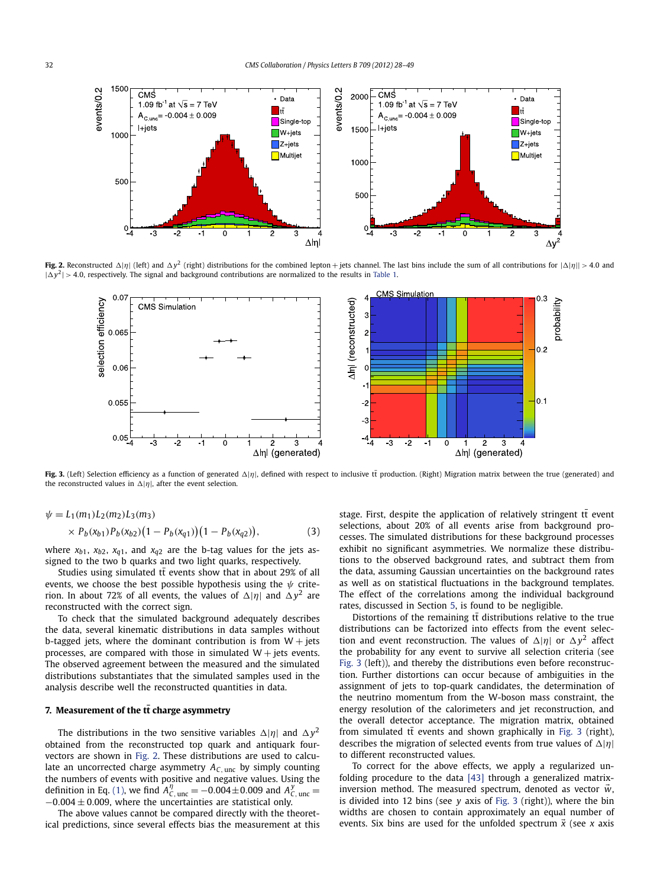**Fig. 2.** Reconstructed $\Delta|\eta|$ (left) and $\Delta y^2$ (right) distributions for the combined lepton + jets channel. The last bins include the sum of all contributions for $|\Delta|\eta|| > 4.0$ and $|\Delta y^2| > 4.0$, respectively. The signal and background contributions are normalized to the results in Table 1.

**Fig. 3.** (Left) Selection efficiency as a function of generated $\Delta|\eta|$, defined with respect to inclusive $t\bar{t}$ production. (Right) Migration matrix between the true (generated) and the reconstructed values in $\Delta|\eta|$, after the event selection.

$$\psi = L_1(m_1)L_2(m_2)L_3(m_3) \times P_b(x_{b1})P_b(x_{b2})\big(1 - P_b(x_{q1})\big)\big(1 - P_b(x_{q2})\big), \tag{3}$$

where $x_{b1}$, $x_{b2}$, $x_{q1}$, and $x_{q2}$ are the b-tag values for the jets assigned to the two b quarks and two light quarks, respectively.

Studies using simulated $t\bar{t}$ events show that in about 29% of all events, we choose the best possible hypothesis using the $\psi$ criterion. In about 72% of all events, the values of $\Delta|\eta|$ and $\Delta y^2$ are reconstructed with the correct sign.

To check that the simulated background adequately describes the data, several kinematic distributions in data samples without b-tagged jets, where the dominant contribution is from W + jets processes, are compared with those in simulated W + jets events. The observed agreement between the measured and the simulated distributions substantiates that the simulated samples used in the analysis describe well the reconstructed quantities in data.

## 7. Measurement of the $t\bar{t}$ charge asymmetry

The distributions in the two sensitive variables $\Delta|\eta|$ and $\Delta y^2$ obtained from the reconstructed top quark and antiquark four-vectors are shown in Fig. 2. These distributions are used to calculate an uncorrected charge asymmetry $A_{C,\mathrm{unc}}$ by simply counting the numbers of events with positive and negative values. Using the definition in Eq. (1), we find $A^{\eta}_{C,\mathrm{unc}} = -0.004 \pm 0.009$ and $A^{y}_{C,\mathrm{unc}} = -0.004 \pm 0.009$, where the uncertainties are statistical only.

The above values cannot be compared directly with the theoretical predictions, since several effects bias the measurement at this stage. First, despite the application of relatively stringent $t\bar{t}$ event selections, about 20% of all events arise from background processes. The simulated distributions for these background processes exhibit no significant asymmetries. We normalize these distributions to the observed background rates, and subtract them from the data, assuming Gaussian uncertainties on the background rates as well as on statistical fluctuations in the background templates. The effect of the correlations among the individual background rates, discussed in Section 5, is found to be negligible.

Distortions of the remaining $t\bar{t}$ distributions relative to the true distributions can be factorized into effects from the event selection and event reconstruction. The values of $\Delta|\eta|$ or $\Delta y^2$ affect the probability for any event to survive all selection criteria (see Fig. 3 (left)), and thereby the distributions even before reconstruction. Further distortions can occur because of ambiguities in the assignment of jets to top-quark candidates, the determination of the neutrino momentum from the W-boson mass constraint, the energy resolution of the calorimeters and jet reconstruction, and the overall detector acceptance. The migration matrix, obtained from simulated $t\bar{t}$ events and shown graphically in Fig. 3 (right), describes the migration of selected events from true values of $\Delta|\eta|$ to different reconstructed values.

To correct for the above effects, we apply a regularized unfolding procedure to the data [43] through a generalized matrix-inversion method. The measured spectrum, denoted as vector $\vec{w}$, is divided into 12 bins (see $y$ axis of Fig. 3 (right)), where the bin widths are chosen to contain approximately an equal number of events. Six bins are used for the unfolded spectrum $\vec{x}$ (see $x$ axis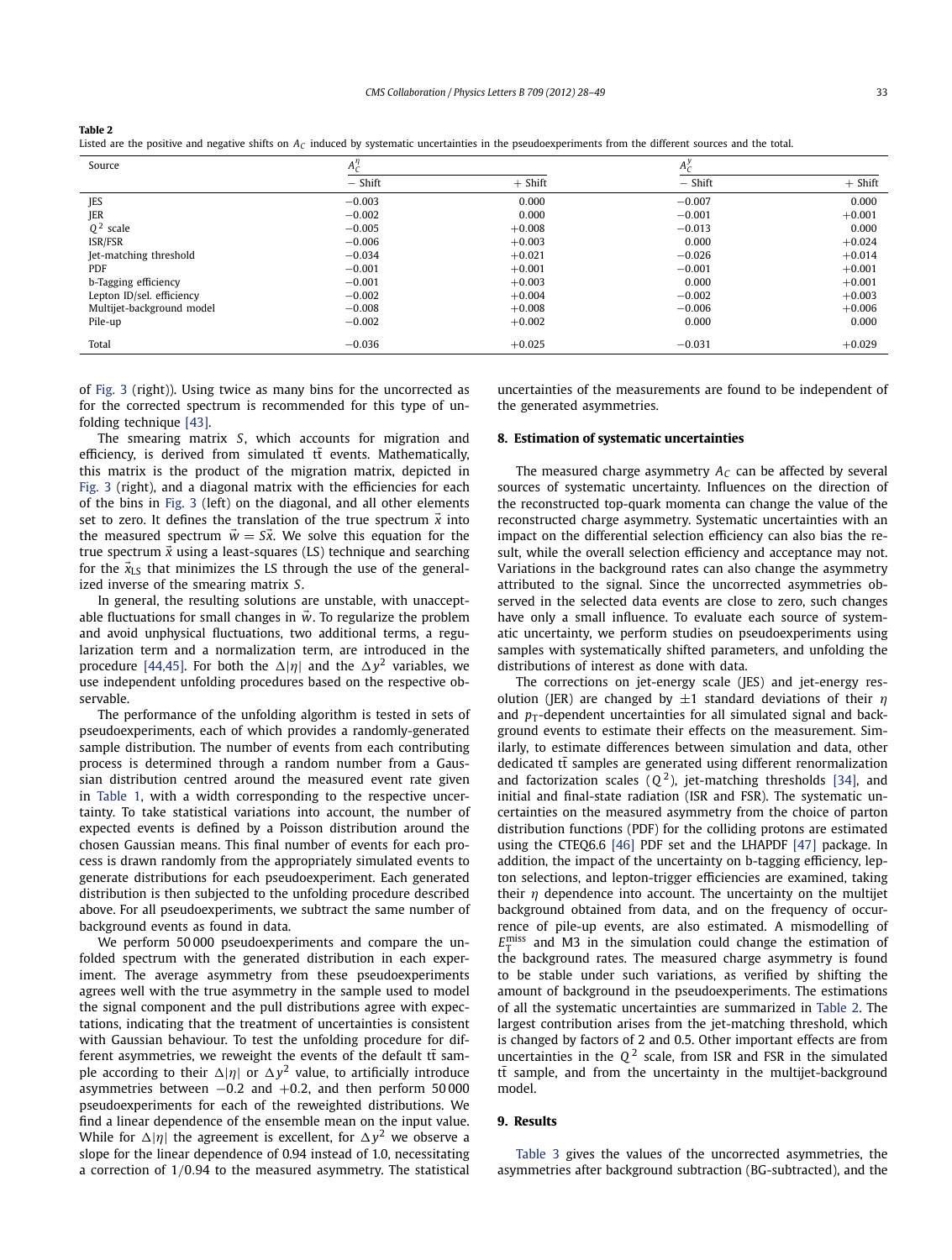**Table 2**

Listed are the positive and negative shifts on $A_C$ induced by systematic uncertainties in the pseudoexperiments from the different sources and the total.

| Source | $A_C^{\eta}$ | | $A_C^{y}$ | |
|---|---|---|---|---|
| | − Shift | + Shift | − Shift | + Shift |
| JES | −0.003 | 0.000 | −0.007 | 0.000 |
| JER | −0.002 | 0.000 | −0.001 | +0.001 |
| $Q^2$ scale | −0.005 | +0.008 | −0.013 | 0.000 |
| ISR/FSR | −0.006 | +0.003 | 0.000 | +0.024 |
| Jet-matching threshold | −0.034 | +0.021 | −0.026 | +0.014 |
| PDF | −0.001 | +0.001 | −0.001 | +0.001 |
| b-Tagging efficiency | −0.001 | +0.003 | 0.000 | +0.001 |
| Lepton ID/sel. efficiency | −0.002 | +0.004 | −0.002 | +0.003 |
| Multijet-background model | −0.008 | +0.008 | −0.006 | +0.006 |
| Pile-up | −0.002 | +0.002 | 0.000 | 0.000 |
| Total | −0.036 | +0.025 | −0.031 | +0.029 |

of Fig. 3 (right)). Using twice as many bins for the uncorrected as for the corrected spectrum is recommended for this type of unfolding technique [43].

The smearing matrix $S$, which accounts for migration and efficiency, is derived from simulated $t\bar{t}$ events. Mathematically, this matrix is the product of the migration matrix, depicted in Fig. 3 (right), and a diagonal matrix with the efficiencies for each of the bins in Fig. 3 (left) on the diagonal, and all other elements set to zero. It defines the translation of the true spectrum $\vec{x}$ into the measured spectrum $\vec{w} = S\vec{x}$. We solve this equation for the true spectrum $\vec{x}$ using a least-squares (LS) technique and searching for the $\vec{x}_{LS}$ that minimizes the LS through the use of the generalized inverse of the smearing matrix $S$.

In general, the resulting solutions are unstable, with unacceptable fluctuations for small changes in $\vec{w}$. To regularize the problem and avoid unphysical fluctuations, two additional terms, a regularization term and a normalization term, are introduced in the procedure [44,45]. For both the $\Delta|\eta|$ and the $\Delta y^2$ variables, we use independent unfolding procedures based on the respective observable.

The performance of the unfolding algorithm is tested in sets of pseudoexperiments, each of which provides a randomly-generated sample distribution. The number of events from each contributing process is determined through a random number from a Gaussian distribution centred around the measured event rate given in Table 1, with a width corresponding to the respective uncertainty. To take statistical variations into account, the number of expected events is defined by a Poisson distribution around the chosen Gaussian means. This final number of events for each process is drawn randomly from the appropriately simulated events to generate distributions for each pseudoexperiment. Each generated distribution is then subjected to the unfolding procedure described above. For all pseudoexperiments, we subtract the same number of background events as found in data.

We perform 50 000 pseudoexperiments and compare the unfolded spectrum with the generated distribution in each experiment. The average asymmetry from these pseudoexperiments agrees well with the true asymmetry in the sample used to model the signal component and the pull distributions agree with expectations, indicating that the treatment of uncertainties is consistent with Gaussian behaviour. To test the unfolding procedure for different asymmetries, we reweight the events of the default $t\bar{t}$ sample according to their $\Delta|\eta|$ or $\Delta y^2$ value, to artificially introduce asymmetries between −0.2 and +0.2, and then perform 50 000 pseudoexperiments for each of the reweighted distributions. We find a linear dependence of the ensemble mean on the input value. While for $\Delta|\eta|$ the agreement is excellent, for $\Delta y^2$ we observe a slope for the linear dependence of 0.94 instead of 1.0, necessitating a correction of 1/0.94 to the measured asymmetry. The statistical uncertainties of the measurements are found to be independent of the generated asymmetries.

## 8. Estimation of systematic uncertainties

The measured charge asymmetry $A_C$ can be affected by several sources of systematic uncertainty. Influences on the direction of the reconstructed top-quark momenta can change the value of the reconstructed charge asymmetry. Systematic uncertainties with an impact on the differential selection efficiency can also bias the result, while the overall selection efficiency and acceptance may not. Variations in the background rates can also change the asymmetry attributed to the signal. Since the uncorrected asymmetries observed in the selected data events are close to zero, such changes have only a small influence. To evaluate each source of systematic uncertainty, we perform studies on pseudoexperiments using samples with systematically shifted parameters, and unfolding the distributions of interest as done with data.

The corrections on jet-energy scale (JES) and jet-energy resolution (JER) are changed by ±1 standard deviations of their $\eta$ and $p_T$-dependent uncertainties for all simulated signal and background events to estimate their effects on the measurement. Similarly, to estimate differences between simulation and data, other dedicated $t\bar{t}$ samples are generated using different renormalization and factorization scales ($Q^2$), jet-matching thresholds [34], and initial and final-state radiation (ISR and FSR). The systematic uncertainties on the measured asymmetry from the choice of parton distribution functions (PDF) for the colliding protons are estimated using the CTEQ6.6 [46] PDF set and the LHAPDF [47] package. In addition, the impact of the uncertainty on b-tagging efficiency, lepton selections, and lepton-trigger efficiencies are examined, taking their $\eta$ dependence into account. The uncertainty on the multijet background obtained from data, and on the frequency of occurrence of pile-up events, are also estimated. A mismodelling of $E_T^{miss}$ and M3 in the simulation could change the estimation of the background rates. The measured charge asymmetry is found to be stable under such variations, as verified by shifting the amount of background in the pseudoexperiments. The estimations of all the systematic uncertainties are summarized in Table 2. The largest contribution arises from the jet-matching threshold, which is changed by factors of 2 and 0.5. Other important effects are from uncertainties in the $Q^2$ scale, from ISR and FSR in the simulated $t\bar{t}$ sample, and from the uncertainty in the multijet-background model.

## 9. Results

Table 3 gives the values of the uncorrected asymmetries, the asymmetries after background subtraction (BG-subtracted), and the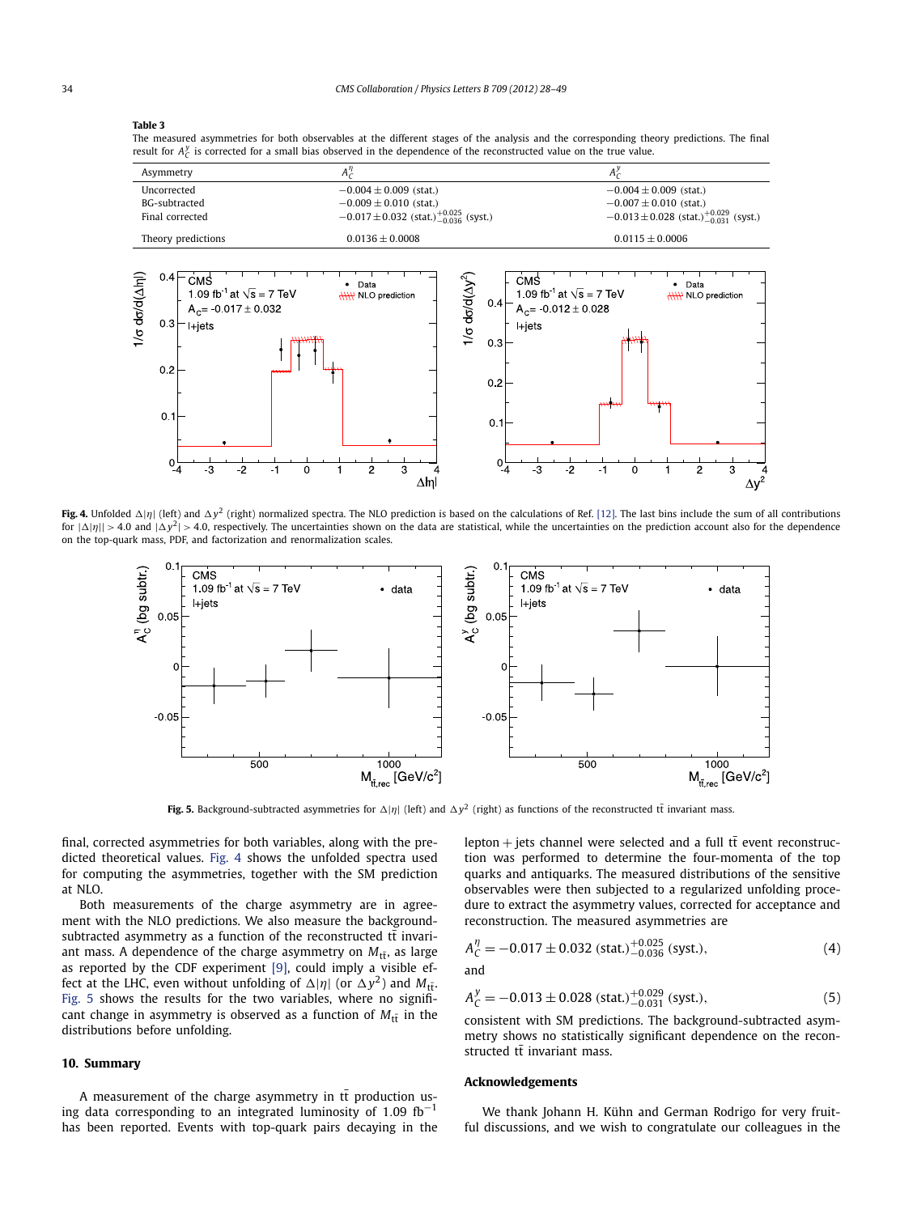**Table 3**

The measured asymmetries for both observables at the different stages of the analysis and the corresponding theory predictions. The final result for $A_C^y$ is corrected for a small bias observed in the dependence of the reconstructed value on the true value.

| Asymmetry | $A_C^\eta$ | $A_C^y$ |
| --- | --- | --- |
| Uncorrected | $-0.004 \pm 0.009$ (stat.) | $-0.004 \pm 0.009$ (stat.) |
| BG-subtracted | $-0.009 \pm 0.010$ (stat.) | $-0.007 \pm 0.010$ (stat.) |
| Final corrected | $-0.017 \pm 0.032$ (stat.)$^{+0.025}_{-0.036}$ (syst.) | $-0.013 \pm 0.028$ (stat.)$^{+0.029}_{-0.031}$ (syst.) |
| Theory predictions | $0.0136 \pm 0.0008$ | $0.0115 \pm 0.0006$ |

**Fig. 4.** Unfolded $\Delta|\eta|$ (left) and $\Delta y^2$ (right) normalized spectra. The NLO prediction is based on the calculations of Ref. [12]. The last bins include the sum of all contributions for $|\Delta|\eta|| > 4.0$ and $|\Delta y^2| > 4.0$, respectively. The uncertainties shown on the data are statistical, while the uncertainties on the prediction account also for the dependence on the top-quark mass, PDF, and factorization and renormalization scales.

**Fig. 5.** Background-subtracted asymmetries for $\Delta|\eta|$ (left) and $\Delta y^2$ (right) as functions of the reconstructed $t\bar{t}$ invariant mass.

final, corrected asymmetries for both variables, along with the predicted theoretical values. Fig. 4 shows the unfolded spectra used for computing the asymmetries, together with the SM prediction at NLO.

Both measurements of the charge asymmetry are in agreement with the NLO predictions. We also measure the background-subtracted asymmetry as a function of the reconstructed $t\bar{t}$ invariant mass. A dependence of the charge asymmetry on $M_{t\bar{t}}$, as large as reported by the CDF experiment [9], could imply a visible effect at the LHC, even without unfolding of $\Delta|\eta|$ (or $\Delta y^2$) and $M_{t\bar{t}}$. Fig. 5 shows the results for the two variables, where no significant change in asymmetry is observed as a function of $M_{t\bar{t}}$ in the distributions before unfolding.

## 10. Summary

A measurement of the charge asymmetry in $t\bar{t}$ production using data corresponding to an integrated luminosity of 1.09 fb$^{-1}$ has been reported. Events with top-quark pairs decaying in the lepton + jets channel were selected and a full $t\bar{t}$ event reconstruction was performed to determine the four-momenta of the top quarks and antiquarks. The measured distributions of the sensitive observables were then subjected to a regularized unfolding procedure to extract the asymmetry values, corrected for acceptance and reconstruction. The measured asymmetries are

$$A_C^\eta = -0.017 \pm 0.032 \text{ (stat.)}^{+0.025}_{-0.036} \text{ (syst.)}, \tag{4}$$

and

$$A_C^y = -0.013 \pm 0.028 \text{ (stat.)}^{+0.029}_{-0.031} \text{ (syst.)}, \tag{5}$$

consistent with SM predictions. The background-subtracted asymmetry shows no statistically significant dependence on the reconstructed $t\bar{t}$ invariant mass.

## Acknowledgements

We thank Johann H. Kühn and German Rodrigo for very fruitful discussions, and we wish to congratulate our colleagues in the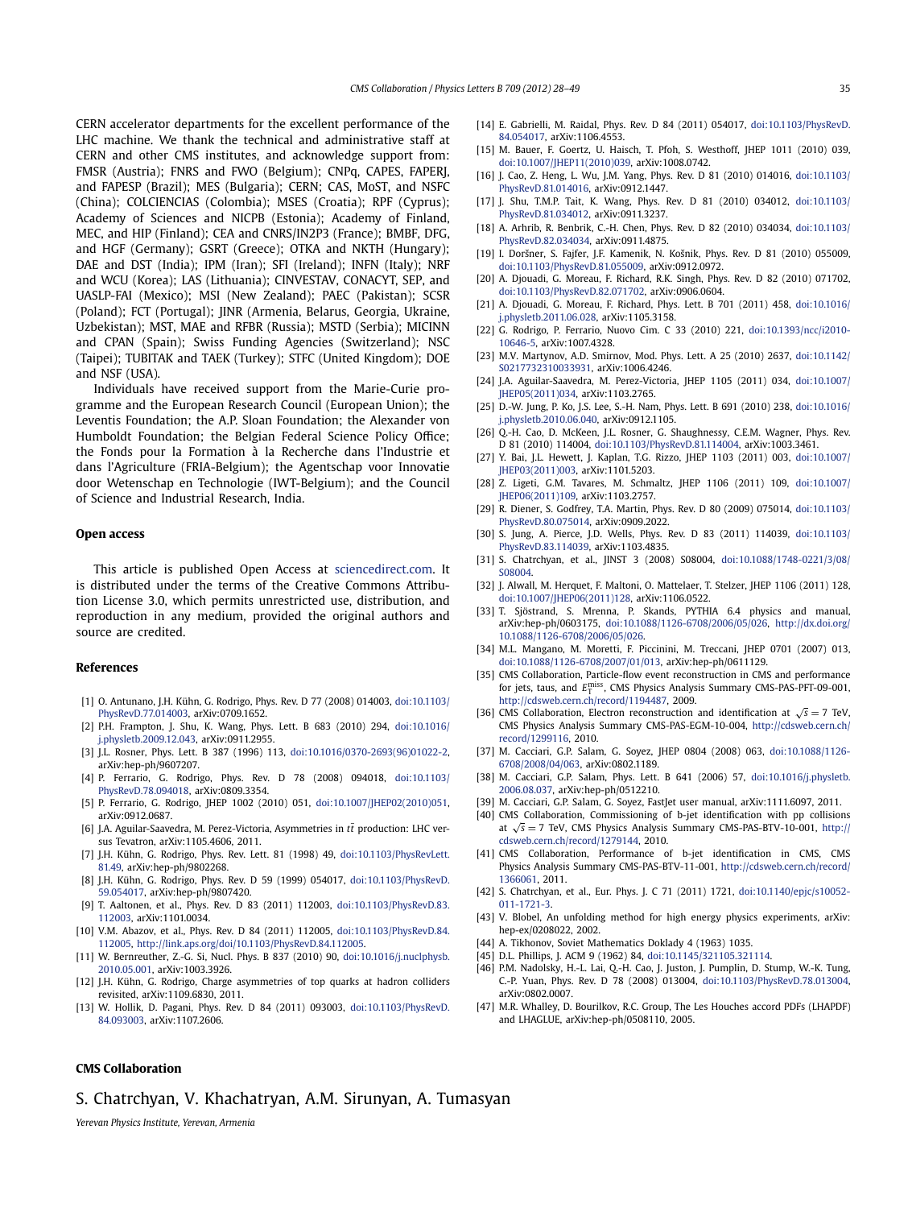CERN accelerator departments for the excellent performance of the LHC machine. We thank the technical and administrative staff at CERN and other CMS institutes, and acknowledge support from: FMSR (Austria); FNRS and FWO (Belgium); CNPq, CAPES, FAPERJ, and FAPESP (Brazil); MES (Bulgaria); CERN; CAS, MoST, and NSFC (China); COLCIENCIAS (Colombia); MSES (Croatia); RPF (Cyprus); Academy of Sciences and NICPB (Estonia); Academy of Finland, MEC, and HIP (Finland); CEA and CNRS/IN2P3 (France); BMBF, DFG, and HGF (Germany); GSRT (Greece); OTKA and NKTH (Hungary); DAE and DST (India); IPM (Iran); SFI (Ireland); INFN (Italy); NRF and WCU (Korea); LAS (Lithuania); CINVESTAV, CONACYT, SEP, and UASLP-FAI (Mexico); MSI (New Zealand); PAEC (Pakistan); SCSR (Poland); FCT (Portugal); JINR (Armenia, Belarus, Georgia, Ukraine, Uzbekistan); MST, MAE and RFBR (Russia); MSTD (Serbia); MICINN and CPAN (Spain); Swiss Funding Agencies (Switzerland); NSC (Taipei); TUBITAK and TAEK (Turkey); STFC (United Kingdom); DOE and NSF (USA).

Individuals have received support from the Marie-Curie programme and the European Research Council (European Union); the Leventis Foundation; the A.P. Sloan Foundation; the Alexander von Humboldt Foundation; the Belgian Federal Science Policy Office; the Fonds pour la Formation à la Recherche dans l'Industrie et dans l'Agriculture (FRIA-Belgium); the Agentschap voor Innovatie door Wetenschap en Technologie (IWT-Belgium); and the Council of Science and Industrial Research, India.

## Open access

This article is published Open Access at sciencedirect.com. It is distributed under the terms of the Creative Commons Attribution License 3.0, which permits unrestricted use, distribution, and reproduction in any medium, provided the original authors and source are credited.

## References

[1] O. Antunano, J.H. Kühn, G. Rodrigo, Phys. Rev. D 77 (2008) 014003, doi:10.1103/PhysRevD.77.014003, arXiv:0709.1652.
[2] P.H. Frampton, J. Shu, K. Wang, Phys. Lett. B 683 (2010) 294, doi:10.1016/j.physletb.2009.12.043, arXiv:0911.2955.
[3] J.L. Rosner, Phys. Lett. B 387 (1996) 113, doi:10.1016/0370-2693(96)01022-2, arXiv:hep-ph/9607207.
[4] P. Ferrario, G. Rodrigo, Phys. Rev. D 78 (2008) 094018, doi:10.1103/PhysRevD.78.094018, arXiv:0809.3354.
[5] P. Ferrario, G. Rodrigo, JHEP 1002 (2010) 051, doi:10.1007/JHEP02(2010)051, arXiv:0912.0687.
[6] J.A. Aguilar-Saavedra, M. Perez-Victoria, Asymmetries in $t\bar{t}$ production: LHC versus Tevatron, arXiv:1105.4606, 2011.
[7] J.H. Kühn, G. Rodrigo, Phys. Rev. Lett. 81 (1998) 49, doi:10.1103/PhysRevLett.81.49, arXiv:hep-ph/9802268.
[8] J.H. Kühn, G. Rodrigo, Phys. Rev. D 59 (1999) 054017, doi:10.1103/PhysRevD.59.054017, arXiv:hep-ph/9807420.
[9] T. Aaltonen, et al., Phys. Rev. D 83 (2011) 112003, doi:10.1103/PhysRevD.83.112003, arXiv:1101.0034.
[10] V.M. Abazov, et al., Phys. Rev. D 84 (2011) 112005, doi:10.1103/PhysRevD.84.112005, http://link.aps.org/doi/10.1103/PhysRevD.84.112005.
[11] W. Bernreuther, Z.-G. Si, Nucl. Phys. B 837 (2010) 90, doi:10.1016/j.nuclphysb.2010.05.001, arXiv:1003.3926.
[12] J.H. Kühn, G. Rodrigo, Charge asymmetries of top quarks at hadron colliders revisited, arXiv:1109.6830, 2011.
[13] W. Hollik, D. Pagani, Phys. Rev. D 84 (2011) 093003, doi:10.1103/PhysRevD.84.093003, arXiv:1107.2606.
[14] E. Gabrielli, M. Raidal, Phys. Rev. D 84 (2011) 054017, doi:10.1103/PhysRevD.84.054017, arXiv:1106.4553.
[15] M. Bauer, F. Goertz, U. Haisch, T. Pfoh, S. Westhoff, JHEP 1011 (2010) 039, doi:10.1007/JHEP11(2010)039, arXiv:1008.0742.
[16] J. Cao, Z. Heng, L. Wu, J.M. Yang, Phys. Rev. D 81 (2010) 014016, doi:10.1103/PhysRevD.81.014016, arXiv:0912.1447.
[17] J. Shu, T.M.P. Tait, K. Wang, Phys. Rev. D 81 (2010) 034012, doi:10.1103/PhysRevD.81.034012, arXiv:0911.3237.
[18] A. Arhrib, R. Benbrik, C.-H. Chen, Phys. Rev. D 82 (2010) 034034, doi:10.1103/PhysRevD.82.034034, arXiv:0911.4875.
[19] I. Doršner, S. Fajfer, J.F. Kamenik, N. Košnik, Phys. Rev. D 81 (2010) 055009, doi:10.1103/PhysRevD.81.055009, arXiv:0912.0972.
[20] A. Djouadi, G. Moreau, F. Richard, R.K. Singh, Phys. Rev. D 82 (2010) 071702, doi:10.1103/PhysRevD.82.071702, arXiv:0906.0604.
[21] A. Djouadi, G. Moreau, F. Richard, Phys. Lett. B 701 (2011) 458, doi:10.1016/j.physletb.2011.06.028, arXiv:1105.3158.
[22] G. Rodrigo, P. Ferrario, Nuovo Cim. C 33 (2010) 221, doi:10.1393/ncc/i2010-10646-5, arXiv:1007.4328.
[23] M.V. Martynov, A.D. Smirnov, Mod. Phys. Lett. A 25 (2010) 2637, doi:10.1142/S0217732310033931, arXiv:1006.4246.
[24] J.A. Aguilar-Saavedra, M. Perez-Victoria, JHEP 1105 (2011) 034, doi:10.1007/JHEP05(2011)034, arXiv:1103.2765.
[25] D.-W. Jung, P. Ko, J.S. Lee, S.-H. Nam, Phys. Lett. B 691 (2010) 238, doi:10.1016/j.physletb.2010.06.040, arXiv:0912.1105.
[26] Q.-H. Cao, D. McKeen, J.L. Rosner, G. Shaughnessy, C.E.M. Wagner, Phys. Rev. D 81 (2010) 114004, doi:10.1103/PhysRevD.81.114004, arXiv:1003.3461.
[27] Y. Bai, J.L. Hewett, J. Kaplan, T.G. Rizzo, JHEP 1103 (2011) 003, doi:10.1007/JHEP03(2011)003, arXiv:1101.5203.
[28] Z. Ligeti, G.M. Tavares, M. Schmaltz, JHEP 1106 (2011) 109, doi:10.1007/JHEP06(2011)109, arXiv:1103.2757.
[29] R. Diener, S. Godfrey, T.A. Martin, Phys. Rev. D 80 (2009) 075014, doi:10.1103/PhysRevD.80.075014, arXiv:0909.2022.
[30] S. Jung, A. Pierce, J.D. Wells, Phys. Rev. D 83 (2011) 114039, doi:10.1103/PhysRevD.83.114039, arXiv:1103.4835.
[31] S. Chatrchyan, et al., JINST 3 (2008) S08004, doi:10.1088/1748-0221/3/08/S08004.
[32] J. Alwall, M. Herquet, F. Maltoni, O. Mattelaer, T. Stelzer, JHEP 1106 (2011) 128, doi:10.1007/JHEP06(2011)128, arXiv:1106.0522.
[33] T. Sjöstrand, S. Mrenna, P. Skands, PYTHIA 6.4 physics and manual, arXiv:hep-ph/0603175, doi:10.1088/1126-6708/2006/05/026, http://dx.doi.org/10.1088/1126-6708/2006/05/026.
[34] M.L. Mangano, M. Moretti, F. Piccinini, M. Treccani, JHEP 0701 (2007) 013, doi:10.1088/1126-6708/2007/01/013, arXiv:hep-ph/0611129.
[35] CMS Collaboration, Particle-flow event reconstruction in CMS and performance for jets, taus, and $E_T^{miss}$, CMS Physics Analysis Summary CMS-PAS-PFT-09-001, http://cdsweb.cern.ch/record/1194487, 2009.
[36] CMS Collaboration, Electron reconstruction and identification at $\sqrt{s} = 7$ TeV, CMS Physics Analysis Summary CMS-PAS-EGM-10-004, http://cdsweb.cern.ch/record/1299116, 2010.
[37] M. Cacciari, G.P. Salam, G. Soyez, JHEP 0804 (2008) 063, doi:10.1088/1126-6708/2008/04/063, arXiv:0802.1189.
[38] M. Cacciari, G.P. Salam, Phys. Lett. B 641 (2006) 57, doi:10.1016/j.physletb.2006.08.037, arXiv:hep-ph/0512210.
[39] M. Cacciari, G.P. Salam, G. Soyez, FastJet user manual, arXiv:1111.6097, 2011.
[40] CMS Collaboration, Commissioning of b-jet identification with pp collisions at $\sqrt{s} = 7$ TeV, CMS Physics Analysis Summary CMS-PAS-BTV-10-001, http://cdsweb.cern.ch/record/1279144, 2010.
[41] CMS Collaboration, Performance of b-jet identification in CMS, CMS Physics Analysis Summary CMS-PAS-BTV-11-001, http://cdsweb.cern.ch/record/1366061, 2011.
[42] S. Chatrchyan, et al., Eur. Phys. J. C 71 (2011) 1721, doi:10.1140/epjc/s10052-011-1721-3.
[43] V. Blobel, An unfolding method for high energy physics experiments, arXiv:hep-ex/0208022, 2002.
[44] A. Tikhonov, Soviet Mathematics Doklady 4 (1963) 1035.
[45] D.L. Phillips, J. ACM 9 (1962) 84, doi:10.1145/321105.321114.
[46] P.M. Nadolsky, H.-L. Lai, Q.-H. Cao, J. Juston, J. Pumplin, D. Stump, W.-K. Tung, C.-P. Yuan, Phys. Rev. D 78 (2008) 013004, doi:10.1103/PhysRevD.78.013004, arXiv:0802.0007.
[47] M.R. Whalley, D. Bourilkov, R.C. Group, The Les Houches accord PDFs (LHAPDF) and LHAGLUE, arXiv:hep-ph/0508110, 2005.

## CMS Collaboration

S. Chatrchyan, V. Khachatryan, A.M. Sirunyan, A. Tumasyan

*Yerevan Physics Institute, Yerevan, Armenia*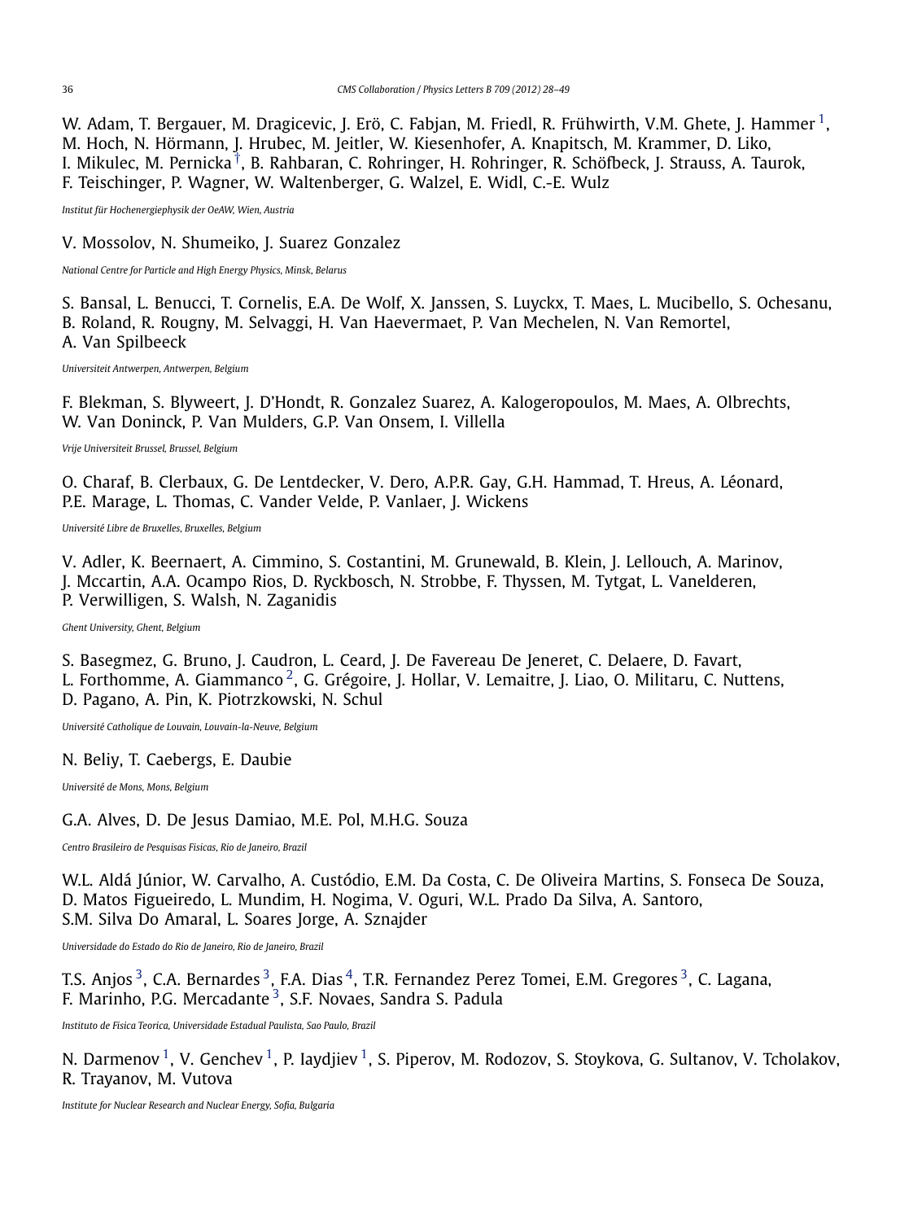W. Adam, T. Bergauer, M. Dragicevic, J. Erö, C. Fabjan, M. Friedl, R. Frühwirth, V.M. Ghete, J. Hammer [1], M. Hoch, N. Hörmann, J. Hrubec, M. Jeitler, W. Kiesenhofer, A. Knapitsch, M. Krammer, D. Liko, I. Mikulec, M. Pernicka [†], B. Rahbaran, C. Rohringer, H. Rohringer, R. Schöfbeck, J. Strauss, A. Taurok, F. Teischinger, P. Wagner, W. Waltenberger, G. Walzel, E. Widl, C.-E. Wulz

*Institut für Hochenergiephysik der OeAW, Wien, Austria*

V. Mossolov, N. Shumeiko, J. Suarez Gonzalez

*National Centre for Particle and High Energy Physics, Minsk, Belarus*

S. Bansal, L. Benucci, T. Cornelis, E.A. De Wolf, X. Janssen, S. Luyckx, T. Maes, L. Mucibello, S. Ochesanu, B. Roland, R. Rougny, M. Selvaggi, H. Van Haevermaet, P. Van Mechelen, N. Van Remortel, A. Van Spilbeeck

*Universiteit Antwerpen, Antwerpen, Belgium*

F. Blekman, S. Blyweert, J. D'Hondt, R. Gonzalez Suarez, A. Kalogeropoulos, M. Maes, A. Olbrechts, W. Van Doninck, P. Van Mulders, G.P. Van Onsem, I. Villella

*Vrije Universiteit Brussel, Brussel, Belgium*

O. Charaf, B. Clerbaux, G. De Lentdecker, V. Dero, A.P.R. Gay, G.H. Hammad, T. Hreus, A. Léonard, P.E. Marage, L. Thomas, C. Vander Velde, P. Vanlaer, J. Wickens

*Université Libre de Bruxelles, Bruxelles, Belgium*

V. Adler, K. Beernaert, A. Cimmino, S. Costantini, M. Grunewald, B. Klein, J. Lellouch, A. Marinov, J. Mccartin, A.A. Ocampo Rios, D. Ryckbosch, N. Strobbe, F. Thyssen, M. Tytgat, L. Vanelderen, P. Verwilligen, S. Walsh, N. Zaganidis

*Ghent University, Ghent, Belgium*

S. Basegmez, G. Bruno, J. Caudron, L. Ceard, J. De Favereau De Jeneret, C. Delaere, D. Favart, L. Forthomme, A. Giammanco [2], G. Grégoire, J. Hollar, V. Lemaitre, J. Liao, O. Militaru, C. Nuttens, D. Pagano, A. Pin, K. Piotrzkowski, N. Schul

*Université Catholique de Louvain, Louvain-la-Neuve, Belgium*

N. Beliy, T. Caebergs, E. Daubie

*Université de Mons, Mons, Belgium*

G.A. Alves, D. De Jesus Damiao, M.E. Pol, M.H.G. Souza

*Centro Brasileiro de Pesquisas Fisicas, Rio de Janeiro, Brazil*

W.L. Aldá Júnior, W. Carvalho, A. Custódio, E.M. Da Costa, C. De Oliveira Martins, S. Fonseca De Souza, D. Matos Figueiredo, L. Mundim, H. Nogima, V. Oguri, W.L. Prado Da Silva, A. Santoro, S.M. Silva Do Amaral, L. Soares Jorge, A. Sznajder

*Universidade do Estado do Rio de Janeiro, Rio de Janeiro, Brazil*

T.S. Anjos [3], C.A. Bernardes [3], F.A. Dias [4], T.R. Fernandez Perez Tomei, E.M. Gregores [3], C. Lagana, F. Marinho, P.G. Mercadante [3], S.F. Novaes, Sandra S. Padula

*Instituto de Fisica Teorica, Universidade Estadual Paulista, Sao Paulo, Brazil*

N. Darmenov [1], V. Genchev [1], P. Iaydjiev [1], S. Piperov, M. Rodozov, S. Stoykova, G. Sultanov, V. Tcholakov, R. Trayanov, M. Vutova

*Institute for Nuclear Research and Nuclear Energy, Sofia, Bulgaria*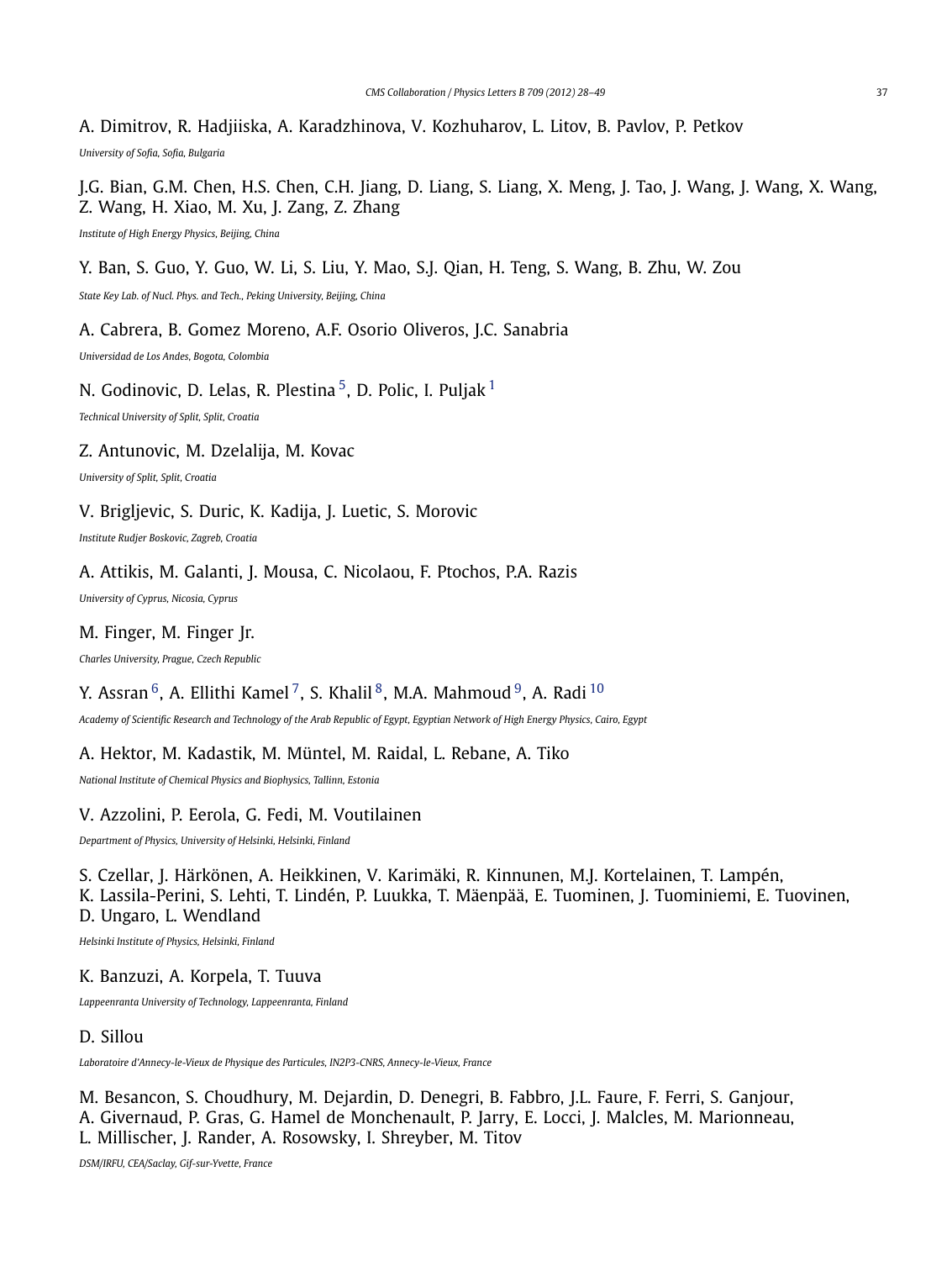A. Dimitrov, R. Hadjiiska, A. Karadzhinova, V. Kozhuharov, L. Litov, B. Pavlov, P. Petkov

*University of Sofia, Sofia, Bulgaria*

J.G. Bian, G.M. Chen, H.S. Chen, C.H. Jiang, D. Liang, S. Liang, X. Meng, J. Tao, J. Wang, J. Wang, X. Wang, Z. Wang, H. Xiao, M. Xu, J. Zang, Z. Zhang

*Institute of High Energy Physics, Beijing, China*

Y. Ban, S. Guo, Y. Guo, W. Li, S. Liu, Y. Mao, S.J. Qian, H. Teng, S. Wang, B. Zhu, W. Zou

*State Key Lab. of Nucl. Phys. and Tech., Peking University, Beijing, China*

A. Cabrera, B. Gomez Moreno, A.F. Osorio Oliveros, J.C. Sanabria

*Universidad de Los Andes, Bogota, Colombia*

N. Godinovic, D. Lelas, R. Plestina [5], D. Polic, I. Puljak [1]

*Technical University of Split, Split, Croatia*

Z. Antunovic, M. Dzelalija, M. Kovac

*University of Split, Split, Croatia*

V. Brigljevic, S. Duric, K. Kadija, J. Luetic, S. Morovic

*Institute Rudjer Boskovic, Zagreb, Croatia*

A. Attikis, M. Galanti, J. Mousa, C. Nicolaou, F. Ptochos, P.A. Razis

*University of Cyprus, Nicosia, Cyprus*

M. Finger, M. Finger Jr.

*Charles University, Prague, Czech Republic*

Y. Assran [6], A. Ellithi Kamel [7], S. Khalil [8], M.A. Mahmoud [9], A. Radi [10]

*Academy of Scientific Research and Technology of the Arab Republic of Egypt, Egyptian Network of High Energy Physics, Cairo, Egypt*

A. Hektor, M. Kadastik, M. Müntel, M. Raidal, L. Rebane, A. Tiko

*National Institute of Chemical Physics and Biophysics, Tallinn, Estonia*

V. Azzolini, P. Eerola, G. Fedi, M. Voutilainen

*Department of Physics, University of Helsinki, Helsinki, Finland*

S. Czellar, J. Härkönen, A. Heikkinen, V. Karimäki, R. Kinnunen, M.J. Kortelainen, T. Lampén, K. Lassila-Perini, S. Lehti, T. Lindén, P. Luukka, T. Mäenpää, E. Tuominen, J. Tuominiemi, E. Tuovinen, D. Ungaro, L. Wendland

*Helsinki Institute of Physics, Helsinki, Finland*

K. Banzuzi, A. Korpela, T. Tuuva

*Lappeenranta University of Technology, Lappeenranta, Finland*

D. Sillou

*Laboratoire d'Annecy-le-Vieux de Physique des Particules, IN2P3-CNRS, Annecy-le-Vieux, France*

M. Besancon, S. Choudhury, M. Dejardin, D. Denegri, B. Fabbro, J.L. Faure, F. Ferri, S. Ganjour, A. Givernaud, P. Gras, G. Hamel de Monchenault, P. Jarry, E. Locci, J. Malcles, M. Marionneau, L. Millischer, J. Rander, A. Rosowsky, I. Shreyber, M. Titov

*DSM/IRFU, CEA/Saclay, Gif-sur-Yvette, France*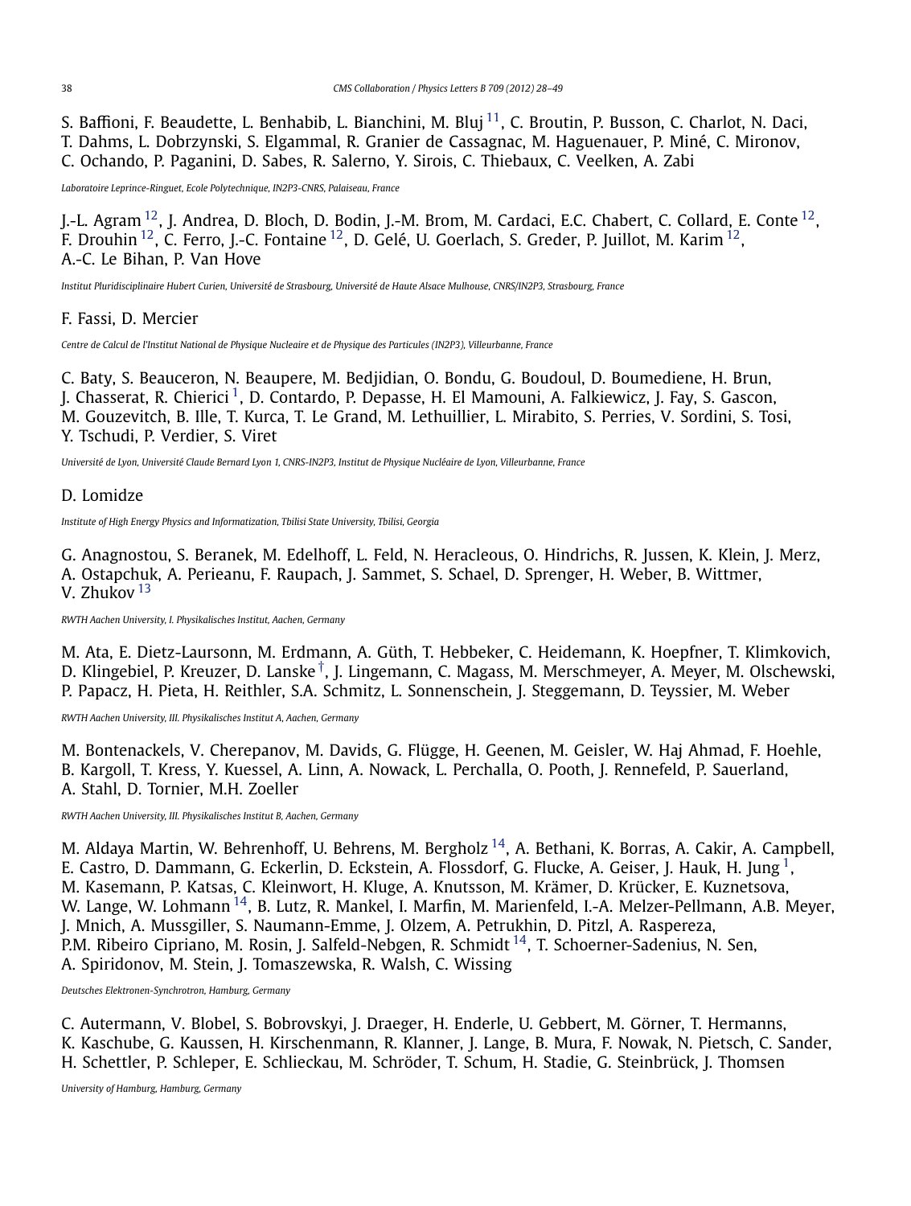S. Baffioni, F. Beaudette, L. Benhabib, L. Bianchini, M. Bluj [11], C. Broutin, P. Busson, C. Charlot, N. Daci, T. Dahms, L. Dobrzynski, S. Elgammal, R. Granier de Cassagnac, M. Haguenauer, P. Miné, C. Mironov, C. Ochando, P. Paganini, D. Sabes, R. Salerno, Y. Sirois, C. Thiebaux, C. Veelken, A. Zabi

*Laboratoire Leprince-Ringuet, Ecole Polytechnique, IN2P3-CNRS, Palaiseau, France*

J.-L. Agram [12], J. Andrea, D. Bloch, D. Bodin, J.-M. Brom, M. Cardaci, E.C. Chabert, C. Collard, E. Conte [12], F. Drouhin [12], C. Ferro, J.-C. Fontaine [12], D. Gelé, U. Goerlach, S. Greder, P. Juillot, M. Karim [12], A.-C. Le Bihan, P. Van Hove

*Institut Pluridisciplinaire Hubert Curien, Université de Strasbourg, Université de Haute Alsace Mulhouse, CNRS/IN2P3, Strasbourg, France*

F. Fassi, D. Mercier

*Centre de Calcul de l'Institut National de Physique Nucleaire et de Physique des Particules (IN2P3), Villeurbanne, France*

C. Baty, S. Beauceron, N. Beaupere, M. Bedjidian, O. Bondu, G. Boudoul, D. Boumediene, H. Brun, J. Chasserat, R. Chierici [1], D. Contardo, P. Depasse, H. El Mamouni, A. Falkiewicz, J. Fay, S. Gascon, M. Gouzevitch, B. Ille, T. Kurca, T. Le Grand, M. Lethuillier, L. Mirabito, S. Perries, V. Sordini, S. Tosi, Y. Tschudi, P. Verdier, S. Viret

*Université de Lyon, Université Claude Bernard Lyon 1, CNRS-IN2P3, Institut de Physique Nucléaire de Lyon, Villeurbanne, France*

D. Lomidze

*Institute of High Energy Physics and Informatization, Tbilisi State University, Tbilisi, Georgia*

G. Anagnostou, S. Beranek, M. Edelhoff, L. Feld, N. Heracleous, O. Hindrichs, R. Jussen, K. Klein, J. Merz, A. Ostapchuk, A. Perieanu, F. Raupach, J. Sammet, S. Schael, D. Sprenger, H. Weber, B. Wittmer, V. Zhukov [13]

*RWTH Aachen University, I. Physikalisches Institut, Aachen, Germany*

M. Ata, E. Dietz-Laursonn, M. Erdmann, A. Güth, T. Hebbeker, C. Heidemann, K. Hoepfner, T. Klimkovich, D. Klingebiel, P. Kreuzer, D. Lanske [†], J. Lingemann, C. Magass, M. Merschmeyer, A. Meyer, M. Olschewski, P. Papacz, H. Pieta, H. Reithler, S.A. Schmitz, L. Sonnenschein, J. Steggemann, D. Teyssier, M. Weber

*RWTH Aachen University, III. Physikalisches Institut A, Aachen, Germany*

M. Bontenackels, V. Cherepanov, M. Davids, G. Flügge, H. Geenen, M. Geisler, W. Haj Ahmad, F. Hoehle, B. Kargoll, T. Kress, Y. Kuessel, A. Linn, A. Nowack, L. Perchalla, O. Pooth, J. Rennefeld, P. Sauerland, A. Stahl, D. Tornier, M.H. Zoeller

*RWTH Aachen University, III. Physikalisches Institut B, Aachen, Germany*

M. Aldaya Martin, W. Behrenhoff, U. Behrens, M. Bergholz [14], A. Bethani, K. Borras, A. Cakir, A. Campbell, E. Castro, D. Dammann, G. Eckerlin, D. Eckstein, A. Flossdorf, G. Flucke, A. Geiser, J. Hauk, H. Jung [1], M. Kasemann, P. Katsas, C. Kleinwort, H. Kluge, A. Knutsson, M. Krämer, D. Krücker, E. Kuznetsova, W. Lange, W. Lohmann [14], B. Lutz, R. Mankel, I. Marfin, M. Marienfeld, I.-A. Melzer-Pellmann, A.B. Meyer, J. Mnich, A. Mussgiller, S. Naumann-Emme, J. Olzem, A. Petrukhin, D. Pitzl, A. Raspereza, P.M. Ribeiro Cipriano, M. Rosin, J. Salfeld-Nebgen, R. Schmidt [14], T. Schoerner-Sadenius, N. Sen, A. Spiridonov, M. Stein, J. Tomaszewska, R. Walsh, C. Wissing

*Deutsches Elektronen-Synchrotron, Hamburg, Germany*

C. Autermann, V. Blobel, S. Bobrovskyi, J. Draeger, H. Enderle, U. Gebbert, M. Görner, T. Hermanns, K. Kaschube, G. Kaussen, H. Kirschenmann, R. Klanner, J. Lange, B. Mura, F. Nowak, N. Pietsch, C. Sander, H. Schettler, P. Schleper, E. Schlieckau, M. Schröder, T. Schum, H. Stadie, G. Steinbrück, J. Thomsen

*University of Hamburg, Hamburg, Germany*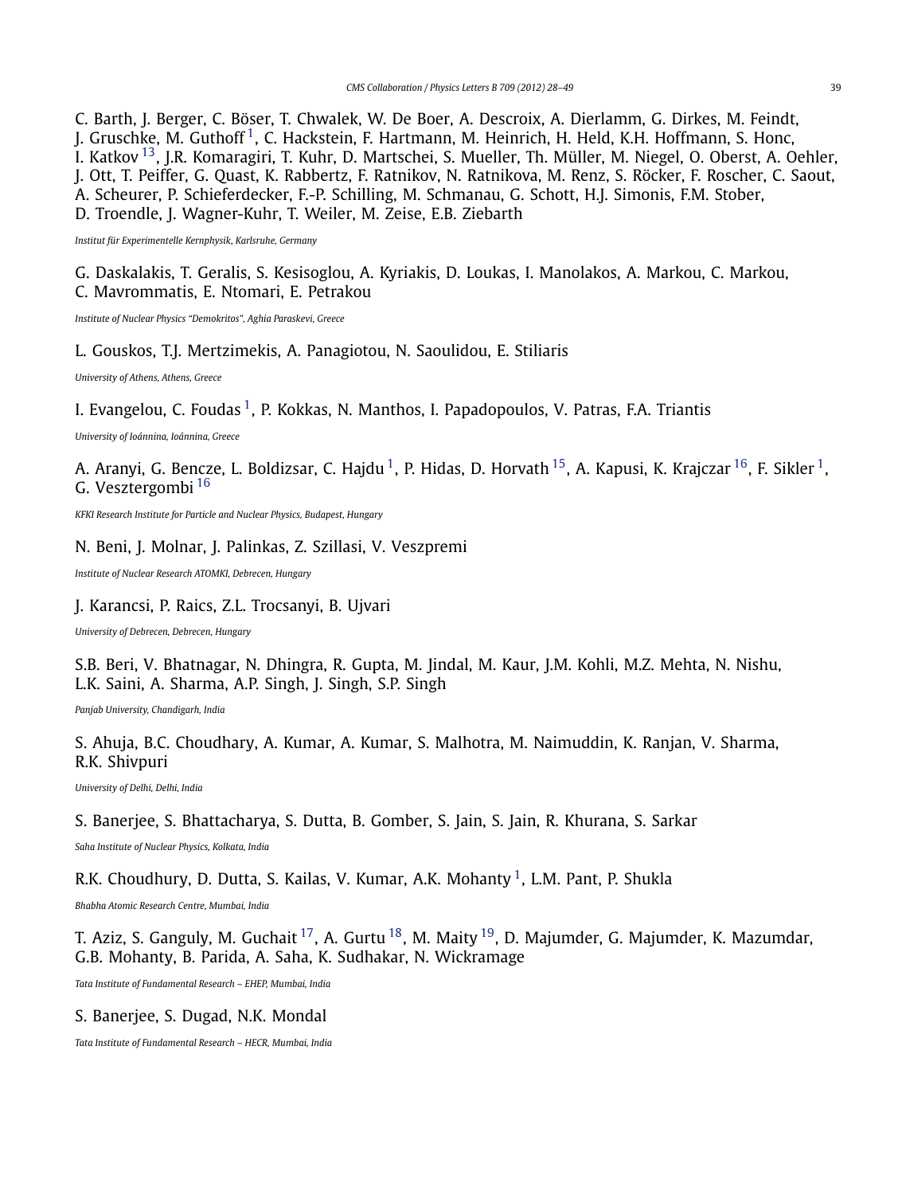C. Barth, J. Berger, C. Böser, T. Chwalek, W. De Boer, A. Descroix, A. Dierlamm, G. Dirkes, M. Feindt, J. Gruschke, M. Guthoff [1], C. Hackstein, F. Hartmann, M. Heinrich, H. Held, K.H. Hoffmann, S. Honc, I. Katkov [13], J.R. Komaragiri, T. Kuhr, D. Martschei, S. Mueller, Th. Müller, M. Niegel, O. Oberst, A. Oehler, J. Ott, T. Peiffer, G. Quast, K. Rabbertz, F. Ratnikov, N. Ratnikova, M. Renz, S. Röcker, F. Roscher, C. Saout, A. Scheurer, P. Schieferdecker, F.-P. Schilling, M. Schmanau, G. Schott, H.J. Simonis, F.M. Stober, D. Troendle, J. Wagner-Kuhr, T. Weiler, M. Zeise, E.B. Ziebarth

*Institut für Experimentelle Kernphysik, Karlsruhe, Germany*

G. Daskalakis, T. Geralis, S. Kesisoglou, A. Kyriakis, D. Loukas, I. Manolakos, A. Markou, C. Markou, C. Mavrommatis, E. Ntomari, E. Petrakou

*Institute of Nuclear Physics "Demokritos", Aghia Paraskevi, Greece*

L. Gouskos, T.J. Mertzimekis, A. Panagiotou, N. Saoulidou, E. Stiliaris

*University of Athens, Athens, Greece*

I. Evangelou, C. Foudas [1], P. Kokkas, N. Manthos, I. Papadopoulos, V. Patras, F.A. Triantis

*University of Ioánnina, Ioánnina, Greece*

A. Aranyi, G. Bencze, L. Boldizsar, C. Hajdu [1], P. Hidas, D. Horvath [15], A. Kapusi, K. Krajczar [16], F. Sikler [1], G. Vesztergombi [16]

*KFKI Research Institute for Particle and Nuclear Physics, Budapest, Hungary*

N. Beni, J. Molnar, J. Palinkas, Z. Szillasi, V. Veszpremi

*Institute of Nuclear Research ATOMKI, Debrecen, Hungary*

J. Karancsi, P. Raics, Z.L. Trocsanyi, B. Ujvari

*University of Debrecen, Debrecen, Hungary*

S.B. Beri, V. Bhatnagar, N. Dhingra, R. Gupta, M. Jindal, M. Kaur, J.M. Kohli, M.Z. Mehta, N. Nishu, L.K. Saini, A. Sharma, A.P. Singh, J. Singh, S.P. Singh

*Panjab University, Chandigarh, India*

S. Ahuja, B.C. Choudhary, A. Kumar, A. Kumar, S. Malhotra, M. Naimuddin, K. Ranjan, V. Sharma, R.K. Shivpuri

*University of Delhi, Delhi, India*

S. Banerjee, S. Bhattacharya, S. Dutta, B. Gomber, S. Jain, S. Jain, R. Khurana, S. Sarkar

*Saha Institute of Nuclear Physics, Kolkata, India*

R.K. Choudhury, D. Dutta, S. Kailas, V. Kumar, A.K. Mohanty [1], L.M. Pant, P. Shukla

*Bhabha Atomic Research Centre, Mumbai, India*

T. Aziz, S. Ganguly, M. Guchait [17], A. Gurtu [18], M. Maity [19], D. Majumder, G. Majumder, K. Mazumdar, G.B. Mohanty, B. Parida, A. Saha, K. Sudhakar, N. Wickramage

*Tata Institute of Fundamental Research – EHEP, Mumbai, India*

S. Banerjee, S. Dugad, N.K. Mondal

*Tata Institute of Fundamental Research – HECR, Mumbai, India*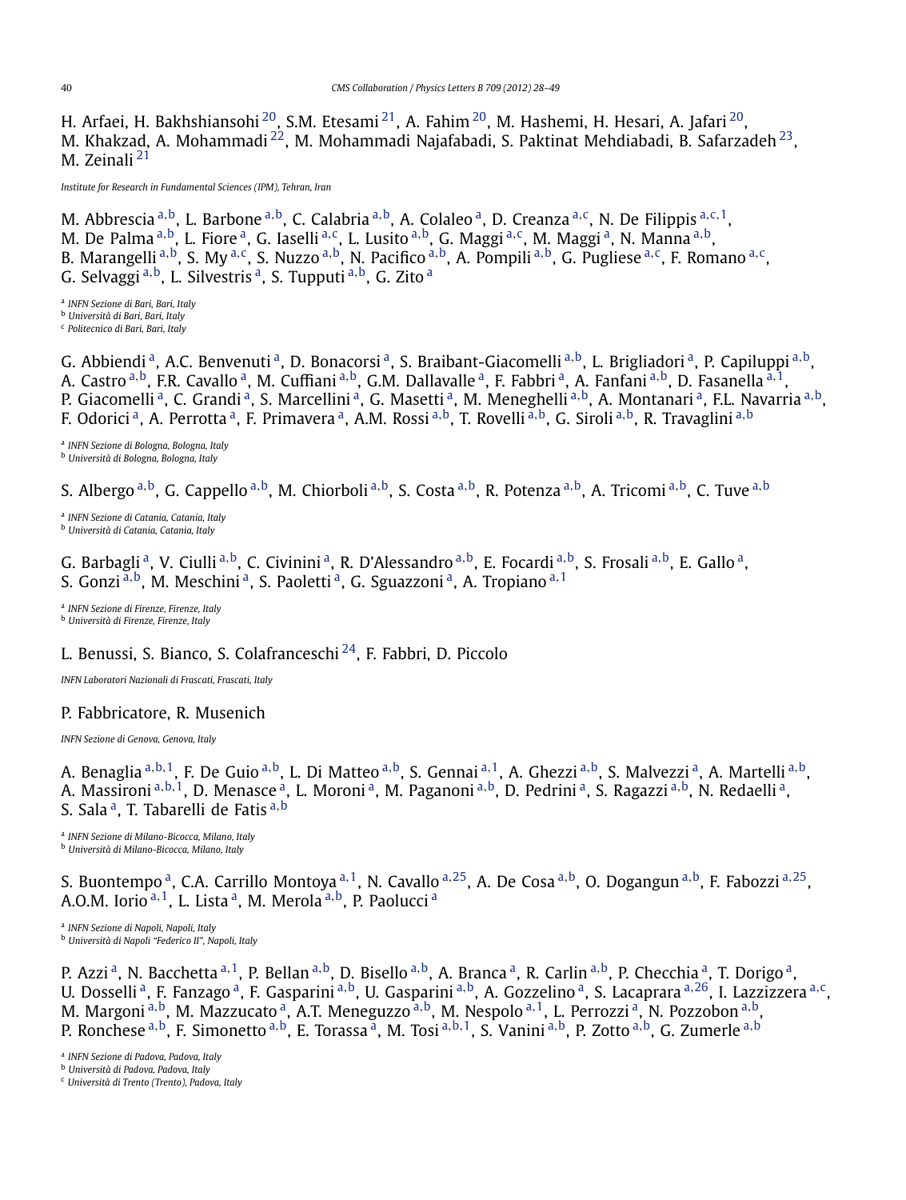H. Arfaei, H. Bakhshiansohi [20], S.M. Etesami [21], A. Fahim [20], M. Hashemi, H. Hesari, A. Jafari [20], M. Khakzad, A. Mohammadi [22], M. Mohammadi Najafabadi, S. Paktinat Mehdiabadi, B. Safarzadeh [23], M. Zeinali [21]

*Institute for Research in Fundamental Sciences (IPM), Tehran, Iran*

M. Abbrescia [a,b], L. Barbone [a,b], C. Calabria [a,b], A. Colaleo [a], D. Creanza [a,c], N. De Filippis [a,c,1], M. De Palma [a,b], L. Fiore [a], G. Iaselli [a,c], L. Lusito [a,b], G. Maggi [a,c], M. Maggi [a], N. Manna [a,b], B. Marangelli [a,b], S. My [a,c], S. Nuzzo [a,b], N. Pacifico [a,b], A. Pompili [a,b], G. Pugliese [a,c], F. Romano [a,c], G. Selvaggi [a,b], L. Silvestris [a], S. Tupputi [a,b], G. Zito [a]

[a] *INFN Sezione di Bari, Bari, Italy*
[b] *Università di Bari, Bari, Italy*
[c] *Politecnico di Bari, Bari, Italy*

G. Abbiendi [a], A.C. Benvenuti [a], D. Bonacorsi [a], S. Braibant-Giacomelli [a,b], L. Brigliadori [a], P. Capiluppi [a,b], A. Castro [a,b], F.R. Cavallo [a], M. Cuffiani [a,b], G.M. Dallavalle [a], F. Fabbri [a], A. Fanfani [a,b], D. Fasanella [a,1], P. Giacomelli [a], C. Grandi [a], S. Marcellini [a], G. Masetti [a], M. Meneghelli [a,b], A. Montanari [a], F.L. Navarria [a,b], F. Odorici [a], A. Perrotta [a], F. Primavera [a], A.M. Rossi [a,b], T. Rovelli [a,b], G. Siroli [a,b], R. Travaglini [a,b]

[a] *INFN Sezione di Bologna, Bologna, Italy*
[b] *Università di Bologna, Bologna, Italy*

S. Albergo [a,b], G. Cappello [a,b], M. Chiorboli [a,b], S. Costa [a,b], R. Potenza [a,b], A. Tricomi [a,b], C. Tuve [a,b]

[a] *INFN Sezione di Catania, Catania, Italy*
[b] *Università di Catania, Catania, Italy*

G. Barbagli [a], V. Ciulli [a,b], C. Civinini [a], R. D'Alessandro [a,b], E. Focardi [a,b], S. Frosali [a,b], E. Gallo [a], S. Gonzi [a,b], M. Meschini [a], S. Paoletti [a], G. Sguazzoni [a], A. Tropiano [a,1]

[a] *INFN Sezione di Firenze, Firenze, Italy*
[b] *Università di Firenze, Firenze, Italy*

L. Benussi, S. Bianco, S. Colafranceschi [24], F. Fabbri, D. Piccolo

*INFN Laboratori Nazionali di Frascati, Frascati, Italy*

P. Fabbricatore, R. Musenich

*INFN Sezione di Genova, Genova, Italy*

A. Benaglia [a,b,1], F. De Guio [a,b], L. Di Matteo [a,b], S. Gennai [a,1], A. Ghezzi [a,b], S. Malvezzi [a], A. Martelli [a,b], A. Massironi [a,b,1], D. Menasce [a], L. Moroni [a], M. Paganoni [a,b], D. Pedrini [a], S. Ragazzi [a,b], N. Redaelli [a], S. Sala [a], T. Tabarelli de Fatis [a,b]

[a] *INFN Sezione di Milano-Bicocca, Milano, Italy*
[b] *Università di Milano-Bicocca, Milano, Italy*

S. Buontempo [a], C.A. Carrillo Montoya [a,1], N. Cavallo [a,25], A. De Cosa [a,b], O. Dogangun [a,b], F. Fabozzi [a,25], A.O.M. Iorio [a,1], L. Lista [a], M. Merola [a,b], P. Paolucci [a]

[a] *INFN Sezione di Napoli, Napoli, Italy*
[b] *Università di Napoli "Federico II", Napoli, Italy*

P. Azzi [a], N. Bacchetta [a,1], P. Bellan [a,b], D. Bisello [a,b], A. Branca [a], R. Carlin [a,b], P. Checchia [a], T. Dorigo [a], U. Dosselli [a], F. Fanzago [a], F. Gasparini [a,b], U. Gasparini [a,b], A. Gozzelino [a], S. Lacaprara [a,26], I. Lazzizzera [a,c], M. Margoni [a,b], M. Mazzucato [a], A.T. Meneguzzo [a,b], M. Nespolo [a,1], L. Perrozzi [a], N. Pozzobon [a,b], P. Ronchese [a,b], F. Simonetto [a,b], E. Torassa [a], M. Tosi [a,b,1], S. Vanini [a,b], P. Zotto [a,b], G. Zumerle [a,b]

[a] *INFN Sezione di Padova, Padova, Italy*
[b] *Università di Padova, Padova, Italy*
[c] *Università di Trento (Trento), Padova, Italy*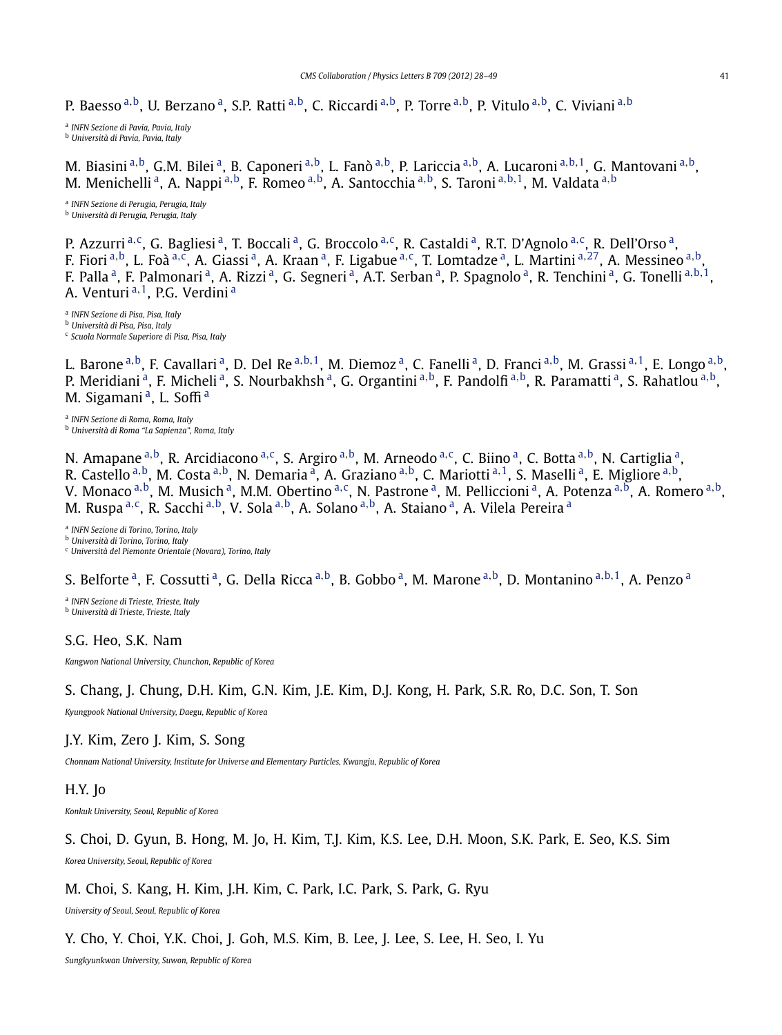P. Baesso [a,b], U. Berzano [a], S.P. Ratti [a,b], C. Riccardi [a,b], P. Torre [a,b], P. Vitulo [a,b], C. Viviani [a,b]

[a] *INFN Sezione di Pavia, Pavia, Italy*
[b] *Università di Pavia, Pavia, Italy*

M. Biasini [a,b], G.M. Bilei [a], B. Caponeri [a,b], L. Fanò [a,b], P. Lariccia [a,b], A. Lucaroni [a,b,1], G. Mantovani [a,b], M. Menichelli [a], A. Nappi [a,b], F. Romeo [a,b], A. Santocchia [a,b], S. Taroni [a,b,1], M. Valdata [a,b]

[a] *INFN Sezione di Perugia, Perugia, Italy*
[b] *Università di Perugia, Perugia, Italy*

P. Azzurri [a,c], G. Bagliesi [a], T. Boccali [a], G. Broccolo [a,c], R. Castaldi [a], R.T. D'Agnolo [a,c], R. Dell'Orso [a], F. Fiori [a,b], L. Foà [a,c], A. Giassi [a], A. Kraan [a], F. Ligabue [a,c], T. Lomtadze [a], L. Martini [a,27], A. Messineo [a,b], F. Palla [a], F. Palmonari [a], A. Rizzi [a], G. Segneri [a], A.T. Serban [a], P. Spagnolo [a], R. Tenchini [a], G. Tonelli [a,b,1], A. Venturi [a,1], P.G. Verdini [a]

[a] *INFN Sezione di Pisa, Pisa, Italy*
[b] *Università di Pisa, Pisa, Italy*
[c] *Scuola Normale Superiore di Pisa, Pisa, Italy*

L. Barone [a,b], F. Cavallari [a], D. Del Re [a,b,1], M. Diemoz [a], C. Fanelli [a], D. Franci [a,b], M. Grassi [a,1], E. Longo [a,b], P. Meridiani [a], F. Micheli [a], S. Nourbakhsh [a], G. Organtini [a,b], F. Pandolfi [a,b], R. Paramatti [a], S. Rahatlou [a,b], M. Sigamani [a], L. Soffi [a]

[a] *INFN Sezione di Roma, Roma, Italy*
[b] *Università di Roma "La Sapienza", Roma, Italy*

N. Amapane [a,b], R. Arcidiacono [a,c], S. Argiro [a,b], M. Arneodo [a,c], C. Biino [a], C. Botta [a,b], N. Cartiglia [a], R. Castello [a,b], M. Costa [a,b], N. Demaria [a], A. Graziano [a,b], C. Mariotti [a,1], S. Maselli [a], E. Migliore [a,b], V. Monaco [a,b], M. Musich [a], M.M. Obertino [a,c], N. Pastrone [a], M. Pelliccioni [a], A. Potenza [a,b], A. Romero [a,b], M. Ruspa [a,c], R. Sacchi [a,b], V. Sola [a,b], A. Solano [a,b], A. Staiano [a], A. Vilela Pereira [a]

[a] *INFN Sezione di Torino, Torino, Italy*
[b] *Università di Torino, Torino, Italy*
[c] *Università del Piemonte Orientale (Novara), Torino, Italy*

S. Belforte [a], F. Cossutti [a], G. Della Ricca [a,b], B. Gobbo [a], M. Marone [a,b], D. Montanino [a,b,1], A. Penzo [a]

[a] *INFN Sezione di Trieste, Trieste, Italy*
[b] *Università di Trieste, Trieste, Italy*

S.G. Heo, S.K. Nam

*Kangwon National University, Chunchon, Republic of Korea*

S. Chang, J. Chung, D.H. Kim, G.N. Kim, J.E. Kim, D.J. Kong, H. Park, S.R. Ro, D.C. Son, T. Son

*Kyungpook National University, Daegu, Republic of Korea*

J.Y. Kim, Zero J. Kim, S. Song

*Chonnam National University, Institute for Universe and Elementary Particles, Kwangju, Republic of Korea*

H.Y. Jo

*Konkuk University, Seoul, Republic of Korea*

S. Choi, D. Gyun, B. Hong, M. Jo, H. Kim, T.J. Kim, K.S. Lee, D.H. Moon, S.K. Park, E. Seo, K.S. Sim

*Korea University, Seoul, Republic of Korea*

M. Choi, S. Kang, H. Kim, J.H. Kim, C. Park, I.C. Park, S. Park, G. Ryu

*University of Seoul, Seoul, Republic of Korea*

Y. Cho, Y. Choi, Y.K. Choi, J. Goh, M.S. Kim, B. Lee, J. Lee, S. Lee, H. Seo, I. Yu

*Sungkyunkwan University, Suwon, Republic of Korea*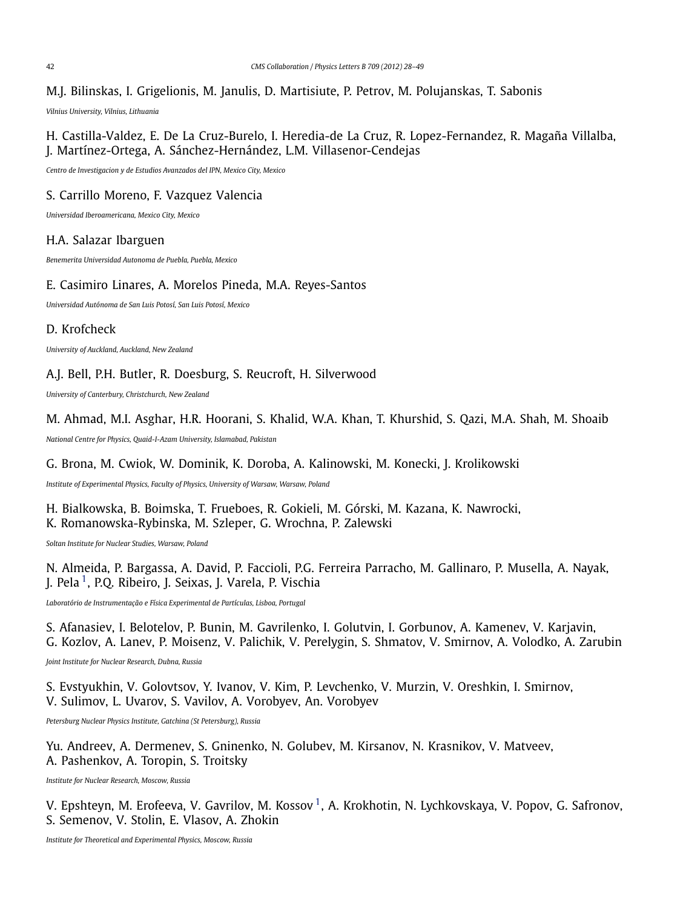M.J. Bilinskas, I. Grigelionis, M. Janulis, D. Martisiute, P. Petrov, M. Polujanskas, T. Sabonis

*Vilnius University, Vilnius, Lithuania*

H. Castilla-Valdez, E. De La Cruz-Burelo, I. Heredia-de La Cruz, R. Lopez-Fernandez, R. Magaña Villalba, J. Martínez-Ortega, A. Sánchez-Hernández, L.M. Villasenor-Cendejas

*Centro de Investigacion y de Estudios Avanzados del IPN, Mexico City, Mexico*

S. Carrillo Moreno, F. Vazquez Valencia

*Universidad Iberoamericana, Mexico City, Mexico*

H.A. Salazar Ibarguen

*Benemerita Universidad Autonoma de Puebla, Puebla, Mexico*

E. Casimiro Linares, A. Morelos Pineda, M.A. Reyes-Santos

*Universidad Autónoma de San Luis Potosí, San Luis Potosí, Mexico*

D. Krofcheck

*University of Auckland, Auckland, New Zealand*

A.J. Bell, P.H. Butler, R. Doesburg, S. Reucroft, H. Silverwood

*University of Canterbury, Christchurch, New Zealand*

M. Ahmad, M.I. Asghar, H.R. Hoorani, S. Khalid, W.A. Khan, T. Khurshid, S. Qazi, M.A. Shah, M. Shoaib

*National Centre for Physics, Quaid-I-Azam University, Islamabad, Pakistan*

G. Brona, M. Cwiok, W. Dominik, K. Doroba, A. Kalinowski, M. Konecki, J. Krolikowski

*Institute of Experimental Physics, Faculty of Physics, University of Warsaw, Warsaw, Poland*

H. Bialkowska, B. Boimska, T. Frueboes, R. Gokieli, M. Górski, M. Kazana, K. Nawrocki, K. Romanowska-Rybinska, M. Szleper, G. Wrochna, P. Zalewski

*Soltan Institute for Nuclear Studies, Warsaw, Poland*

N. Almeida, P. Bargassa, A. David, P. Faccioli, P.G. Ferreira Parracho, M. Gallinaro, P. Musella, A. Nayak, J. Pela [1], P.Q. Ribeiro, J. Seixas, J. Varela, P. Vischia

*Laboratório de Instrumentação e Física Experimental de Partículas, Lisboa, Portugal*

S. Afanasiev, I. Belotelov, P. Bunin, M. Gavrilenko, I. Golutvin, I. Gorbunov, A. Kamenev, V. Karjavin, G. Kozlov, A. Lanev, P. Moisenz, V. Palichik, V. Perelygin, S. Shmatov, V. Smirnov, A. Volodko, A. Zarubin

*Joint Institute for Nuclear Research, Dubna, Russia*

S. Evstyukhin, V. Golovtsov, Y. Ivanov, V. Kim, P. Levchenko, V. Murzin, V. Oreshkin, I. Smirnov, V. Sulimov, L. Uvarov, S. Vavilov, A. Vorobyev, An. Vorobyev

*Petersburg Nuclear Physics Institute, Gatchina (St Petersburg), Russia*

Yu. Andreev, A. Dermenev, S. Gninenko, N. Golubev, M. Kirsanov, N. Krasnikov, V. Matveev, A. Pashenkov, A. Toropin, S. Troitsky

*Institute for Nuclear Research, Moscow, Russia*

V. Epshteyn, M. Erofeeva, V. Gavrilov, M. Kossov [1], A. Krokhotin, N. Lychkovskaya, V. Popov, G. Safronov, S. Semenov, V. Stolin, E. Vlasov, A. Zhokin

*Institute for Theoretical and Experimental Physics, Moscow, Russia*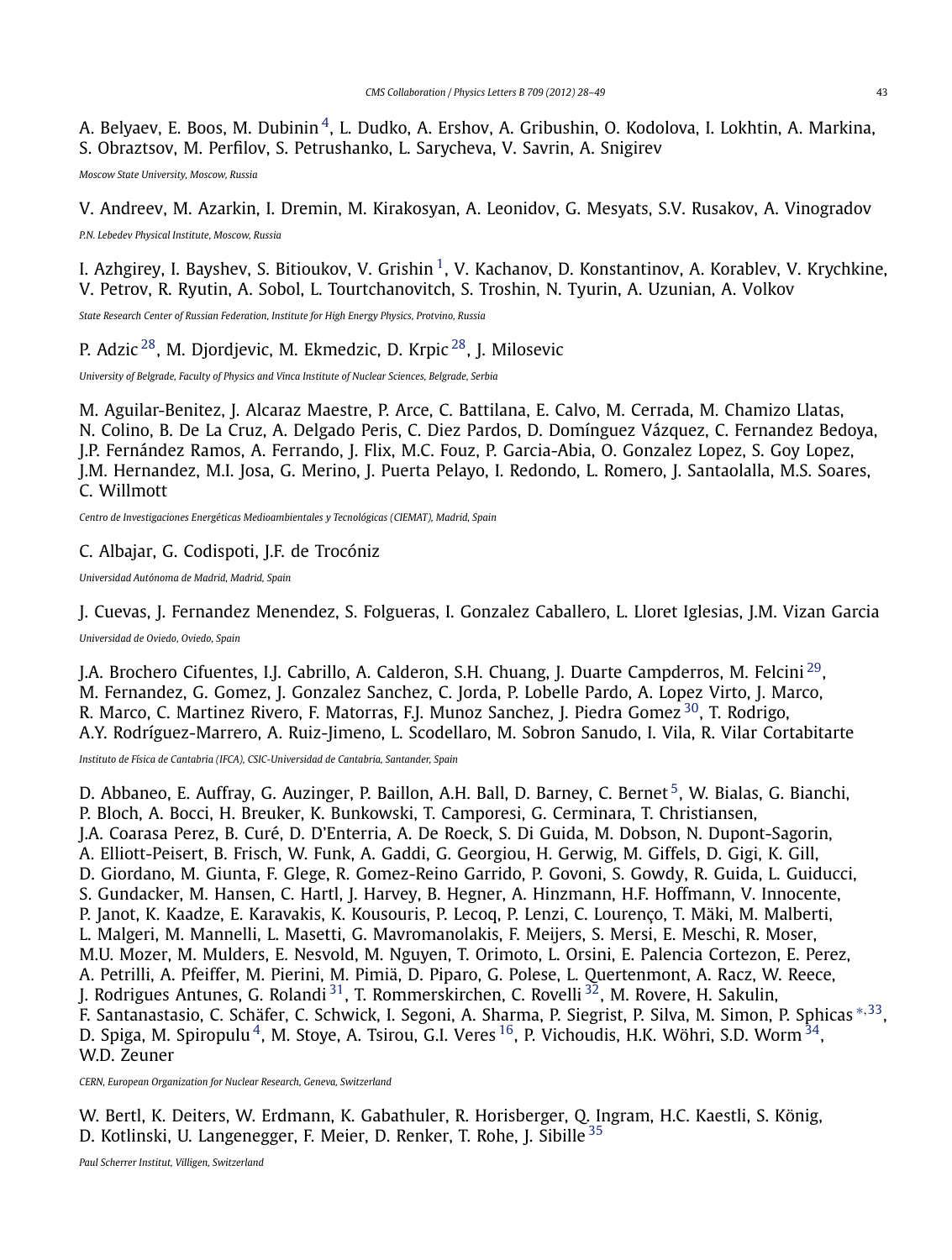A. Belyaev, E. Boos, M. Dubinin [4], L. Dudko, A. Ershov, A. Gribushin, O. Kodolova, I. Lokhtin, A. Markina, S. Obraztsov, M. Perfilov, S. Petrushanko, L. Sarycheva, V. Savrin, A. Snigirev

*Moscow State University, Moscow, Russia*

V. Andreev, M. Azarkin, I. Dremin, M. Kirakosyan, A. Leonidov, G. Mesyats, S.V. Rusakov, A. Vinogradov

*P.N. Lebedev Physical Institute, Moscow, Russia*

I. Azhgirey, I. Bayshev, S. Bitioukov, V. Grishin [1], V. Kachanov, D. Konstantinov, A. Korablev, V. Krychkine, V. Petrov, R. Ryutin, A. Sobol, L. Tourtchanovitch, S. Troshin, N. Tyurin, A. Uzunian, A. Volkov

*State Research Center of Russian Federation, Institute for High Energy Physics, Protvino, Russia*

P. Adzic [28], M. Djordjevic, M. Ekmedzic, D. Krpic [28], J. Milosevic

*University of Belgrade, Faculty of Physics and Vinca Institute of Nuclear Sciences, Belgrade, Serbia*

M. Aguilar-Benitez, J. Alcaraz Maestre, P. Arce, C. Battilana, E. Calvo, M. Cerrada, M. Chamizo Llatas, N. Colino, B. De La Cruz, A. Delgado Peris, C. Diez Pardos, D. Domínguez Vázquez, C. Fernandez Bedoya, J.P. Fernández Ramos, A. Ferrando, J. Flix, M.C. Fouz, P. Garcia-Abia, O. Gonzalez Lopez, S. Goy Lopez, J.M. Hernandez, M.I. Josa, G. Merino, J. Puerta Pelayo, I. Redondo, L. Romero, J. Santaolalla, M.S. Soares, C. Willmott

*Centro de Investigaciones Energéticas Medioambientales y Tecnológicas (CIEMAT), Madrid, Spain*

C. Albajar, G. Codispoti, J.F. de Trocóniz

*Universidad Autónoma de Madrid, Madrid, Spain*

J. Cuevas, J. Fernandez Menendez, S. Folgueras, I. Gonzalez Caballero, L. Lloret Iglesias, J.M. Vizan Garcia

*Universidad de Oviedo, Oviedo, Spain*

J.A. Brochero Cifuentes, I.J. Cabrillo, A. Calderon, S.H. Chuang, J. Duarte Campderros, M. Felcini [29], M. Fernandez, G. Gomez, J. Gonzalez Sanchez, C. Jorda, P. Lobelle Pardo, A. Lopez Virto, J. Marco, R. Marco, C. Martinez Rivero, F. Matorras, F.J. Munoz Sanchez, J. Piedra Gomez [30], T. Rodrigo, A.Y. Rodríguez-Marrero, A. Ruiz-Jimeno, L. Scodellaro, M. Sobron Sanudo, I. Vila, R. Vilar Cortabitarte

*Instituto de Física de Cantabria (IFCA), CSIC-Universidad de Cantabria, Santander, Spain*

D. Abbaneo, E. Auffray, G. Auzinger, P. Baillon, A.H. Ball, D. Barney, C. Bernet [5], W. Bialas, G. Bianchi, P. Bloch, A. Bocci, H. Breuker, K. Bunkowski, T. Camporesi, G. Cerminara, T. Christiansen, J.A. Coarasa Perez, B. Curé, D. D'Enterria, A. De Roeck, S. Di Guida, M. Dobson, N. Dupont-Sagorin, A. Elliott-Peisert, B. Frisch, W. Funk, A. Gaddi, G. Georgiou, H. Gerwig, M. Giffels, D. Gigi, K. Gill, D. Giordano, M. Giunta, F. Glege, R. Gomez-Reino Garrido, P. Govoni, S. Gowdy, R. Guida, L. Guiducci, S. Gundacker, M. Hansen, C. Hartl, J. Harvey, B. Hegner, A. Hinzmann, H.F. Hoffmann, V. Innocente, P. Janot, K. Kaadze, E. Karavakis, K. Kousouris, P. Lecoq, P. Lenzi, C. Lourenço, T. Mäki, M. Malberti, L. Malgeri, M. Mannelli, L. Masetti, G. Mavromanolakis, F. Meijers, S. Mersi, E. Meschi, R. Moser, M.U. Mozer, M. Mulders, E. Nesvold, M. Nguyen, T. Orimoto, L. Orsini, E. Palencia Cortezon, E. Perez, A. Petrilli, A. Pfeiffer, M. Pierini, M. Pimiä, D. Piparo, G. Polese, L. Quertenmont, A. Racz, W. Reece, J. Rodrigues Antunes, G. Rolandi [31], T. Rommerskirchen, C. Rovelli [32], M. Rovere, H. Sakulin, F. Santanastasio, C. Schäfer, C. Schwick, I. Segoni, A. Sharma, P. Siegrist, P. Silva, M. Simon, P. Sphicas [*,33], D. Spiga, M. Spiropulu [4], M. Stoye, A. Tsirou, G.I. Veres [16], P. Vichoudis, H.K. Wöhri, S.D. Worm [34], W.D. Zeuner

*CERN, European Organization for Nuclear Research, Geneva, Switzerland*

W. Bertl, K. Deiters, W. Erdmann, K. Gabathuler, R. Horisberger, Q. Ingram, H.C. Kaestli, S. König, D. Kotlinski, U. Langenegger, F. Meier, D. Renker, T. Rohe, J. Sibille [35]

*Paul Scherrer Institut, Villigen, Switzerland*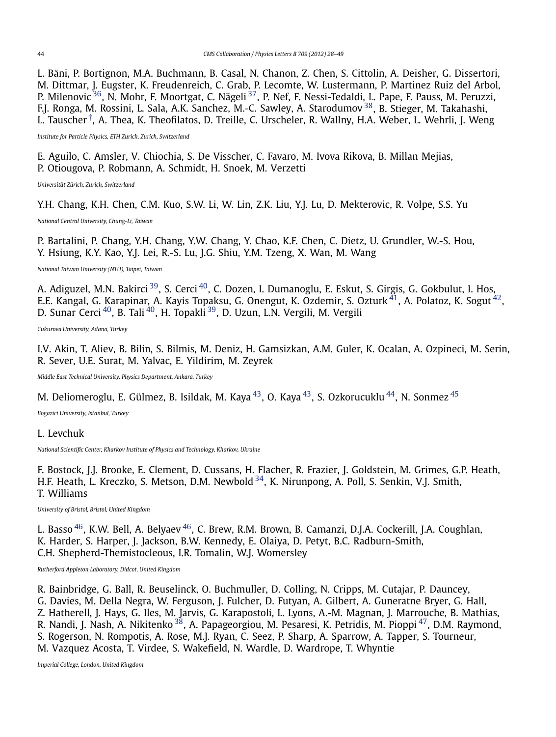L. Bäni, P. Bortignon, M.A. Buchmann, B. Casal, N. Chanon, Z. Chen, S. Cittolin, A. Deisher, G. Dissertori, M. Dittmar, J. Eugster, K. Freudenreich, C. Grab, P. Lecomte, W. Lustermann, P. Martinez Ruiz del Arbol, P. Milenovic [36], N. Mohr, F. Moortgat, C. Nägeli [37], P. Nef, F. Nessi-Tedaldi, L. Pape, F. Pauss, M. Peruzzi, F.J. Ronga, M. Rossini, L. Sala, A.K. Sanchez, M.-C. Sawley, A. Starodumov [38], B. Stieger, M. Takahashi, L. Tauscher [†], A. Thea, K. Theofilatos, D. Treille, C. Urscheler, R. Wallny, H.A. Weber, L. Wehrli, J. Weng

*Institute for Particle Physics, ETH Zurich, Zurich, Switzerland*

E. Aguilo, C. Amsler, V. Chiochia, S. De Visscher, C. Favaro, M. Ivova Rikova, B. Millan Mejias, P. Otiougova, P. Robmann, A. Schmidt, H. Snoek, M. Verzetti

*Universität Zürich, Zurich, Switzerland*

Y.H. Chang, K.H. Chen, C.M. Kuo, S.W. Li, W. Lin, Z.K. Liu, Y.J. Lu, D. Mekterovic, R. Volpe, S.S. Yu

*National Central University, Chung-Li, Taiwan*

P. Bartalini, P. Chang, Y.H. Chang, Y.W. Chang, Y. Chao, K.F. Chen, C. Dietz, U. Grundler, W.-S. Hou, Y. Hsiung, K.Y. Kao, Y.J. Lei, R.-S. Lu, J.G. Shiu, Y.M. Tzeng, X. Wan, M. Wang

*National Taiwan University (NTU), Taipei, Taiwan*

A. Adiguzel, M.N. Bakirci [39], S. Cerci [40], C. Dozen, I. Dumanoglu, E. Eskut, S. Girgis, G. Gokbulut, I. Hos, E.E. Kangal, G. Karapinar, A. Kayis Topaksu, G. Onengut, K. Ozdemir, S. Ozturk [41], A. Polatoz, K. Sogut [42], D. Sunar Cerci [40], B. Tali [40], H. Topakli [39], D. Uzun, L.N. Vergili, M. Vergili

*Cukurova University, Adana, Turkey*

I.V. Akin, T. Aliev, B. Bilin, S. Bilmis, M. Deniz, H. Gamsizkan, A.M. Guler, K. Ocalan, A. Ozpineci, M. Serin, R. Sever, U.E. Surat, M. Yalvac, E. Yildirim, M. Zeyrek

*Middle East Technical University, Physics Department, Ankara, Turkey*

M. Deliomeroglu, E. Gülmez, B. Isildak, M. Kaya [43], O. Kaya [43], S. Ozkorucuklu [44], N. Sonmez [45]

*Bogazici University, Istanbul, Turkey*

L. Levchuk

*National Scientific Center, Kharkov Institute of Physics and Technology, Kharkov, Ukraine*

F. Bostock, J.J. Brooke, E. Clement, D. Cussans, H. Flacher, R. Frazier, J. Goldstein, M. Grimes, G.P. Heath, H.F. Heath, L. Kreczko, S. Metson, D.M. Newbold [34], K. Nirunpong, A. Poll, S. Senkin, V.J. Smith, T. Williams

*University of Bristol, Bristol, United Kingdom*

L. Basso [46], K.W. Bell, A. Belyaev [46], C. Brew, R.M. Brown, B. Camanzi, D.J.A. Cockerill, J.A. Coughlan, K. Harder, S. Harper, J. Jackson, B.W. Kennedy, E. Olaiya, D. Petyt, B.C. Radburn-Smith, C.H. Shepherd-Themistocleous, I.R. Tomalin, W.J. Womersley

*Rutherford Appleton Laboratory, Didcot, United Kingdom*

R. Bainbridge, G. Ball, R. Beuselinck, O. Buchmuller, D. Colling, N. Cripps, M. Cutajar, P. Dauncey, G. Davies, M. Della Negra, W. Ferguson, J. Fulcher, D. Futyan, A. Gilbert, A. Guneratne Bryer, G. Hall, Z. Hatherell, J. Hays, G. Iles, M. Jarvis, G. Karapostoli, L. Lyons, A.-M. Magnan, J. Marrouche, B. Mathias, R. Nandi, J. Nash, A. Nikitenko [38], A. Papageorgiou, M. Pesaresi, K. Petridis, M. Pioppi [47], D.M. Raymond, S. Rogerson, N. Rompotis, A. Rose, M.J. Ryan, C. Seez, P. Sharp, A. Sparrow, A. Tapper, S. Tourneur, M. Vazquez Acosta, T. Virdee, S. Wakefield, N. Wardle, D. Wardrope, T. Whyntie

*Imperial College, London, United Kingdom*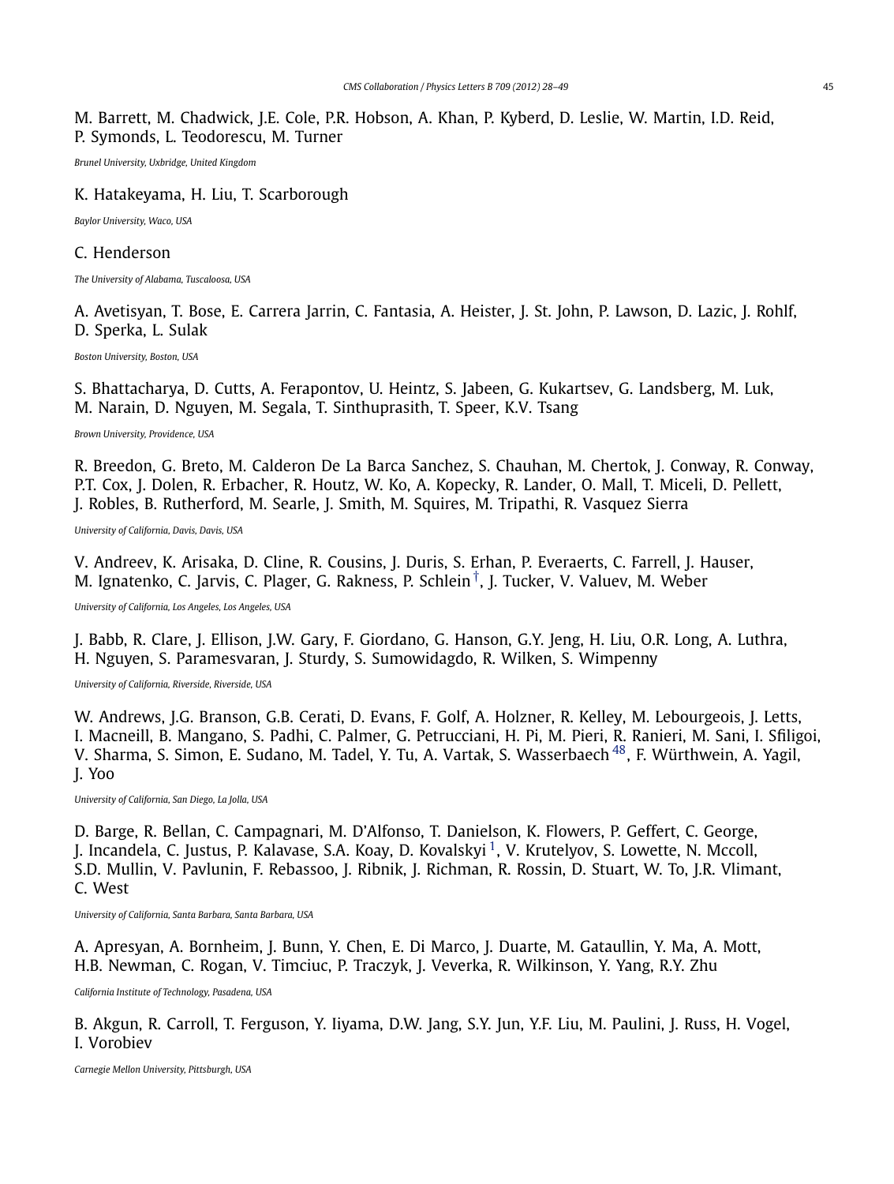M. Barrett, M. Chadwick, J.E. Cole, P.R. Hobson, A. Khan, P. Kyberd, D. Leslie, W. Martin, I.D. Reid, P. Symonds, L. Teodorescu, M. Turner

*Brunel University, Uxbridge, United Kingdom*

K. Hatakeyama, H. Liu, T. Scarborough

*Baylor University, Waco, USA*

C. Henderson

*The University of Alabama, Tuscaloosa, USA*

A. Avetisyan, T. Bose, E. Carrera Jarrin, C. Fantasia, A. Heister, J. St. John, P. Lawson, D. Lazic, J. Rohlf, D. Sperka, L. Sulak

*Boston University, Boston, USA*

S. Bhattacharya, D. Cutts, A. Ferapontov, U. Heintz, S. Jabeen, G. Kukartsev, G. Landsberg, M. Luk, M. Narain, D. Nguyen, M. Segala, T. Sinthuprasith, T. Speer, K.V. Tsang

*Brown University, Providence, USA*

R. Breedon, G. Breto, M. Calderon De La Barca Sanchez, S. Chauhan, M. Chertok, J. Conway, R. Conway, P.T. Cox, J. Dolen, R. Erbacher, R. Houtz, W. Ko, A. Kopecky, R. Lander, O. Mall, T. Miceli, D. Pellett, J. Robles, B. Rutherford, M. Searle, J. Smith, M. Squires, M. Tripathi, R. Vasquez Sierra

*University of California, Davis, Davis, USA*

V. Andreev, K. Arisaka, D. Cline, R. Cousins, J. Duris, S. Erhan, P. Everaerts, C. Farrell, J. Hauser, M. Ignatenko, C. Jarvis, C. Plager, G. Rakness, P. Schlein[†], J. Tucker, V. Valuev, M. Weber

*University of California, Los Angeles, Los Angeles, USA*

J. Babb, R. Clare, J. Ellison, J.W. Gary, F. Giordano, G. Hanson, G.Y. Jeng, H. Liu, O.R. Long, A. Luthra, H. Nguyen, S. Paramesvaran, J. Sturdy, S. Sumowidagdo, R. Wilken, S. Wimpenny

*University of California, Riverside, Riverside, USA*

W. Andrews, J.G. Branson, G.B. Cerati, D. Evans, F. Golf, A. Holzner, R. Kelley, M. Lebourgeois, J. Letts, I. Macneill, B. Mangano, S. Padhi, C. Palmer, G. Petrucciani, H. Pi, M. Pieri, R. Ranieri, M. Sani, I. Sfiligoi, V. Sharma, S. Simon, E. Sudano, M. Tadel, Y. Tu, A. Vartak, S. Wasserbaech[48], F. Würthwein, A. Yagil, J. Yoo

*University of California, San Diego, La Jolla, USA*

D. Barge, R. Bellan, C. Campagnari, M. D'Alfonso, T. Danielson, K. Flowers, P. Geffert, C. George, J. Incandela, C. Justus, P. Kalavase, S.A. Koay, D. Kovalskyi[1], V. Krutelyov, S. Lowette, N. Mccoll, S.D. Mullin, V. Pavlunin, F. Rebassoo, J. Ribnik, J. Richman, R. Rossin, D. Stuart, W. To, J.R. Vlimant, C. West

*University of California, Santa Barbara, Santa Barbara, USA*

A. Apresyan, A. Bornheim, J. Bunn, Y. Chen, E. Di Marco, J. Duarte, M. Gataullin, Y. Ma, A. Mott, H.B. Newman, C. Rogan, V. Timciuc, P. Traczyk, J. Veverka, R. Wilkinson, Y. Yang, R.Y. Zhu

*California Institute of Technology, Pasadena, USA*

B. Akgun, R. Carroll, T. Ferguson, Y. Iiyama, D.W. Jang, S.Y. Jun, Y.F. Liu, M. Paulini, J. Russ, H. Vogel, I. Vorobiev

*Carnegie Mellon University, Pittsburgh, USA*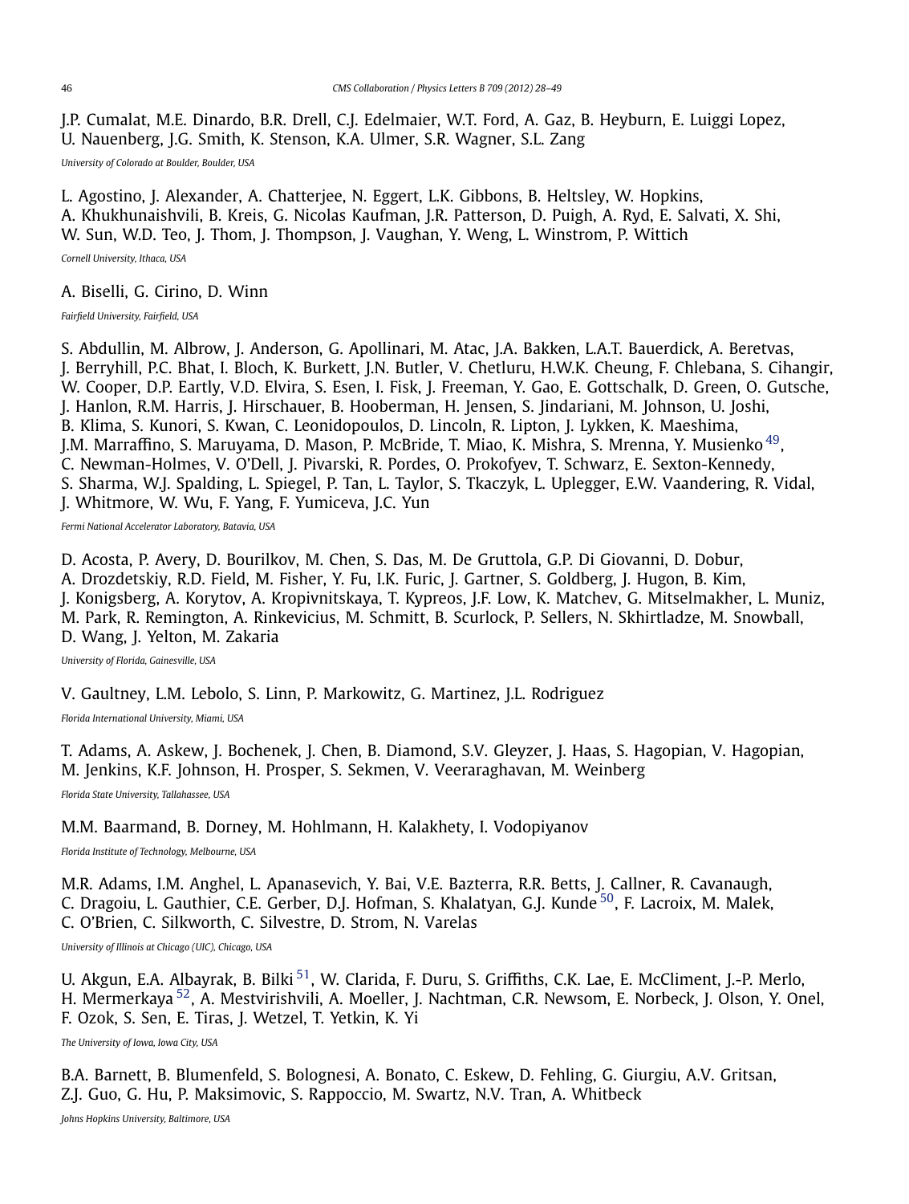J.P. Cumalat, M.E. Dinardo, B.R. Drell, C.J. Edelmaier, W.T. Ford, A. Gaz, B. Heyburn, E. Luiggi Lopez, U. Nauenberg, J.G. Smith, K. Stenson, K.A. Ulmer, S.R. Wagner, S.L. Zang

*University of Colorado at Boulder, Boulder, USA*

L. Agostino, J. Alexander, A. Chatterjee, N. Eggert, L.K. Gibbons, B. Heltsley, W. Hopkins, A. Khukhunaishvili, B. Kreis, G. Nicolas Kaufman, J.R. Patterson, D. Puigh, A. Ryd, E. Salvati, X. Shi, W. Sun, W.D. Teo, J. Thom, J. Thompson, J. Vaughan, Y. Weng, L. Winstrom, P. Wittich

*Cornell University, Ithaca, USA*

A. Biselli, G. Cirino, D. Winn

*Fairfield University, Fairfield, USA*

S. Abdullin, M. Albrow, J. Anderson, G. Apollinari, M. Atac, J.A. Bakken, L.A.T. Bauerdick, A. Beretvas, J. Berryhill, P.C. Bhat, I. Bloch, K. Burkett, J.N. Butler, V. Chetluru, H.W.K. Cheung, F. Chlebana, S. Cihangir, W. Cooper, D.P. Eartly, V.D. Elvira, S. Esen, I. Fisk, J. Freeman, Y. Gao, E. Gottschalk, D. Green, O. Gutsche, J. Hanlon, R.M. Harris, J. Hirschauer, B. Hooberman, H. Jensen, S. Jindariani, M. Johnson, U. Joshi, B. Klima, S. Kunori, S. Kwan, C. Leonidopoulos, D. Lincoln, R. Lipton, J. Lykken, K. Maeshima, J.M. Marraffino, S. Maruyama, D. Mason, P. McBride, T. Miao, K. Mishra, S. Mrenna, Y. Musienko [49], C. Newman-Holmes, V. O'Dell, J. Pivarski, R. Pordes, O. Prokofyev, T. Schwarz, E. Sexton-Kennedy, S. Sharma, W.J. Spalding, L. Spiegel, P. Tan, L. Taylor, S. Tkaczyk, L. Uplegger, E.W. Vaandering, R. Vidal, J. Whitmore, W. Wu, F. Yang, F. Yumiceva, J.C. Yun

*Fermi National Accelerator Laboratory, Batavia, USA*

D. Acosta, P. Avery, D. Bourilkov, M. Chen, S. Das, M. De Gruttola, G.P. Di Giovanni, D. Dobur, A. Drozdetskiy, R.D. Field, M. Fisher, Y. Fu, I.K. Furic, J. Gartner, S. Goldberg, J. Hugon, B. Kim, J. Konigsberg, A. Korytov, A. Kropivnitskaya, T. Kypreos, J.F. Low, K. Matchev, G. Mitselmakher, L. Muniz, M. Park, R. Remington, A. Rinkevicius, M. Schmitt, B. Scurlock, P. Sellers, N. Skhirtladze, M. Snowball, D. Wang, J. Yelton, M. Zakaria

*University of Florida, Gainesville, USA*

V. Gaultney, L.M. Lebolo, S. Linn, P. Markowitz, G. Martinez, J.L. Rodriguez

*Florida International University, Miami, USA*

T. Adams, A. Askew, J. Bochenek, J. Chen, B. Diamond, S.V. Gleyzer, J. Haas, S. Hagopian, V. Hagopian, M. Jenkins, K.F. Johnson, H. Prosper, S. Sekmen, V. Veeraraghavan, M. Weinberg

*Florida State University, Tallahassee, USA*

M.M. Baarmand, B. Dorney, M. Hohlmann, H. Kalakhety, I. Vodopiyanov

*Florida Institute of Technology, Melbourne, USA*

M.R. Adams, I.M. Anghel, L. Apanasevich, Y. Bai, V.E. Bazterra, R.R. Betts, J. Callner, R. Cavanaugh, C. Dragoiu, L. Gauthier, C.E. Gerber, D.J. Hofman, S. Khalatyan, G.J. Kunde [50], F. Lacroix, M. Malek, C. O'Brien, C. Silkworth, C. Silvestre, D. Strom, N. Varelas

*University of Illinois at Chicago (UIC), Chicago, USA*

U. Akgun, E.A. Albayrak, B. Bilki [51], W. Clarida, F. Duru, S. Griffiths, C.K. Lae, E. McCliment, J.-P. Merlo, H. Mermerkaya [52], A. Mestvirishvili, A. Moeller, J. Nachtman, C.R. Newsom, E. Norbeck, J. Olson, Y. Onel, F. Ozok, S. Sen, E. Tiras, J. Wetzel, T. Yetkin, K. Yi

*The University of Iowa, Iowa City, USA*

B.A. Barnett, B. Blumenfeld, S. Bolognesi, A. Bonato, C. Eskew, D. Fehling, G. Giurgiu, A.V. Gritsan, Z.J. Guo, G. Hu, P. Maksimovic, S. Rappoccio, M. Swartz, N.V. Tran, A. Whitbeck

*Johns Hopkins University, Baltimore, USA*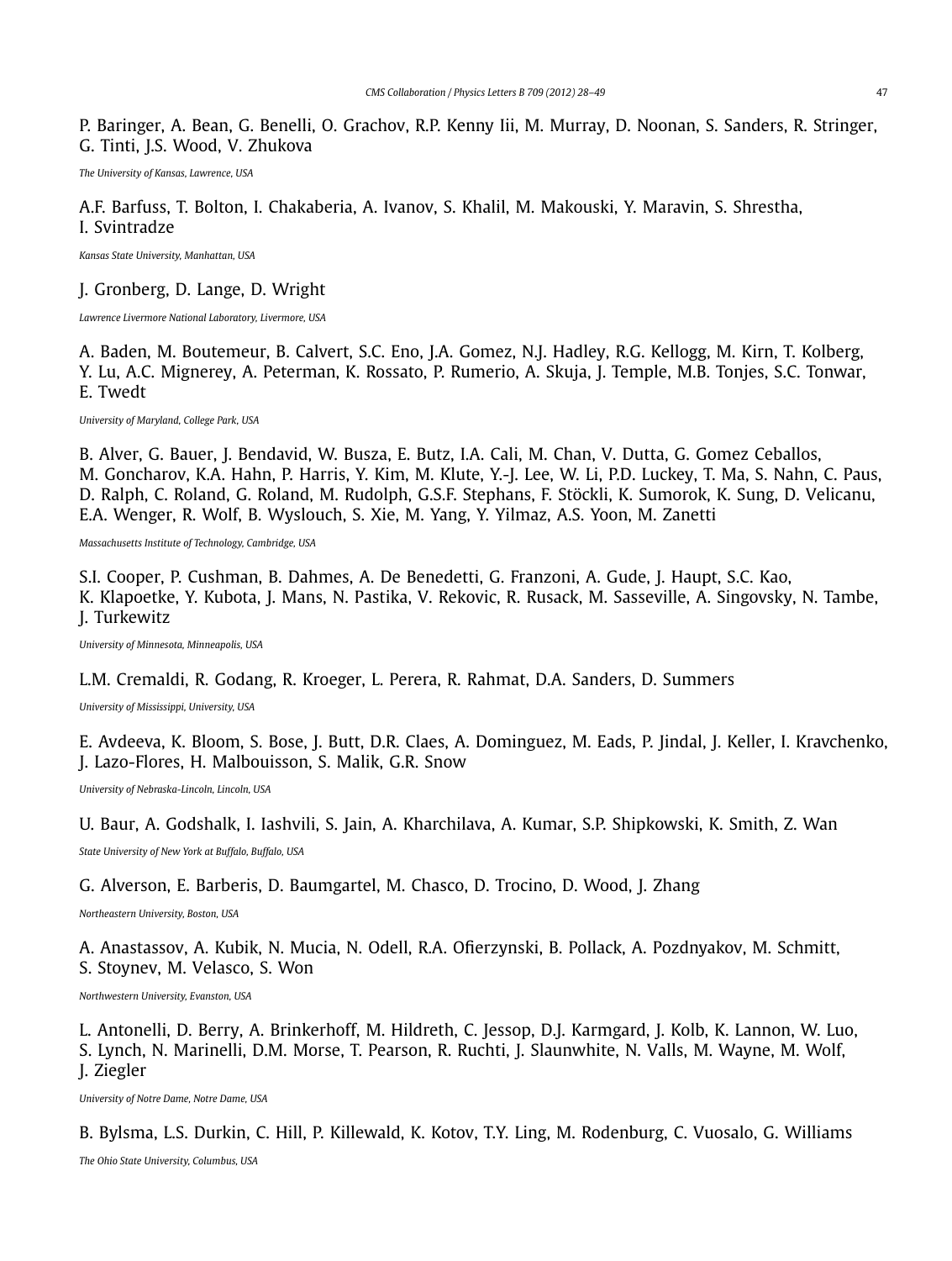P. Baringer, A. Bean, G. Benelli, O. Grachov, R.P. Kenny Iii, M. Murray, D. Noonan, S. Sanders, R. Stringer, G. Tinti, J.S. Wood, V. Zhukova

*The University of Kansas, Lawrence, USA*

A.F. Barfuss, T. Bolton, I. Chakaberia, A. Ivanov, S. Khalil, M. Makouski, Y. Maravin, S. Shrestha, I. Svintradze

*Kansas State University, Manhattan, USA*

J. Gronberg, D. Lange, D. Wright

*Lawrence Livermore National Laboratory, Livermore, USA*

A. Baden, M. Boutemeur, B. Calvert, S.C. Eno, J.A. Gomez, N.J. Hadley, R.G. Kellogg, M. Kirn, T. Kolberg, Y. Lu, A.C. Mignerey, A. Peterman, K. Rossato, P. Rumerio, A. Skuja, J. Temple, M.B. Tonjes, S.C. Tonwar, E. Twedt

*University of Maryland, College Park, USA*

B. Alver, G. Bauer, J. Bendavid, W. Busza, E. Butz, I.A. Cali, M. Chan, V. Dutta, G. Gomez Ceballos, M. Goncharov, K.A. Hahn, P. Harris, Y. Kim, M. Klute, Y.-J. Lee, W. Li, P.D. Luckey, T. Ma, S. Nahn, C. Paus, D. Ralph, C. Roland, G. Roland, M. Rudolph, G.S.F. Stephans, F. Stöckli, K. Sumorok, K. Sung, D. Velicanu, E.A. Wenger, R. Wolf, B. Wyslouch, S. Xie, M. Yang, Y. Yilmaz, A.S. Yoon, M. Zanetti

*Massachusetts Institute of Technology, Cambridge, USA*

S.I. Cooper, P. Cushman, B. Dahmes, A. De Benedetti, G. Franzoni, A. Gude, J. Haupt, S.C. Kao, K. Klapoetke, Y. Kubota, J. Mans, N. Pastika, V. Rekovic, R. Rusack, M. Sasseville, A. Singovsky, N. Tambe, J. Turkewitz

*University of Minnesota, Minneapolis, USA*

L.M. Cremaldi, R. Godang, R. Kroeger, L. Perera, R. Rahmat, D.A. Sanders, D. Summers

*University of Mississippi, University, USA*

E. Avdeeva, K. Bloom, S. Bose, J. Butt, D.R. Claes, A. Dominguez, M. Eads, P. Jindal, J. Keller, I. Kravchenko, J. Lazo-Flores, H. Malbouisson, S. Malik, G.R. Snow

*University of Nebraska-Lincoln, Lincoln, USA*

U. Baur, A. Godshalk, I. Iashvili, S. Jain, A. Kharchilava, A. Kumar, S.P. Shipkowski, K. Smith, Z. Wan

*State University of New York at Buffalo, Buffalo, USA*

G. Alverson, E. Barberis, D. Baumgartel, M. Chasco, D. Trocino, D. Wood, J. Zhang

*Northeastern University, Boston, USA*

A. Anastassov, A. Kubik, N. Mucia, N. Odell, R.A. Ofierzynski, B. Pollack, A. Pozdnyakov, M. Schmitt, S. Stoynev, M. Velasco, S. Won

*Northwestern University, Evanston, USA*

L. Antonelli, D. Berry, A. Brinkerhoff, M. Hildreth, C. Jessop, D.J. Karmgard, J. Kolb, K. Lannon, W. Luo, S. Lynch, N. Marinelli, D.M. Morse, T. Pearson, R. Ruchti, J. Slaunwhite, N. Valls, M. Wayne, M. Wolf, J. Ziegler

*University of Notre Dame, Notre Dame, USA*

B. Bylsma, L.S. Durkin, C. Hill, P. Killewald, K. Kotov, T.Y. Ling, M. Rodenburg, C. Vuosalo, G. Williams

*The Ohio State University, Columbus, USA*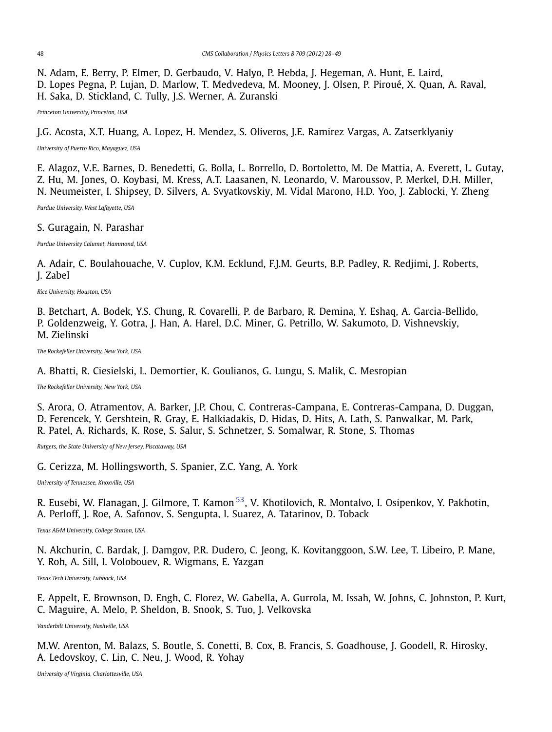N. Adam, E. Berry, P. Elmer, D. Gerbaudo, V. Halyo, P. Hebda, J. Hegeman, A. Hunt, E. Laird, D. Lopes Pegna, P. Lujan, D. Marlow, T. Medvedeva, M. Mooney, J. Olsen, P. Piroué, X. Quan, A. Raval, H. Saka, D. Stickland, C. Tully, J.S. Werner, A. Zuranski

*Princeton University, Princeton, USA*

J.G. Acosta, X.T. Huang, A. Lopez, H. Mendez, S. Oliveros, J.E. Ramirez Vargas, A. Zatserklyaniy

*University of Puerto Rico, Mayaguez, USA*

E. Alagoz, V.E. Barnes, D. Benedetti, G. Bolla, L. Borrello, D. Bortoletto, M. De Mattia, A. Everett, L. Gutay, Z. Hu, M. Jones, O. Koybasi, M. Kress, A.T. Laasanen, N. Leonardo, V. Maroussov, P. Merkel, D.H. Miller, N. Neumeister, I. Shipsey, D. Silvers, A. Svyatkovskiy, M. Vidal Marono, H.D. Yoo, J. Zablocki, Y. Zheng

*Purdue University, West Lafayette, USA*

S. Guragain, N. Parashar

*Purdue University Calumet, Hammond, USA*

A. Adair, C. Boulahouache, V. Cuplov, K.M. Ecklund, F.J.M. Geurts, B.P. Padley, R. Redjimi, J. Roberts, J. Zabel

*Rice University, Houston, USA*

B. Betchart, A. Bodek, Y.S. Chung, R. Covarelli, P. de Barbaro, R. Demina, Y. Eshaq, A. Garcia-Bellido, P. Goldenzweig, Y. Gotra, J. Han, A. Harel, D.C. Miner, G. Petrillo, W. Sakumoto, D. Vishnevskiy, M. Zielinski

*The Rockefeller University, New York, USA*

A. Bhatti, R. Ciesielski, L. Demortier, K. Goulianos, G. Lungu, S. Malik, C. Mesropian

*The Rockefeller University, New York, USA*

S. Arora, O. Atramentov, A. Barker, J.P. Chou, C. Contreras-Campana, E. Contreras-Campana, D. Duggan, D. Ferencek, Y. Gershtein, R. Gray, E. Halkiadakis, D. Hidas, D. Hits, A. Lath, S. Panwalkar, M. Park, R. Patel, A. Richards, K. Rose, S. Salur, S. Schnetzer, S. Somalwar, R. Stone, S. Thomas

*Rutgers, the State University of New Jersey, Piscataway, USA*

G. Cerizza, M. Hollingsworth, S. Spanier, Z.C. Yang, A. York

*University of Tennessee, Knoxville, USA*

R. Eusebi, W. Flanagan, J. Gilmore, T. Kamon [53], V. Khotilovich, R. Montalvo, I. Osipenkov, Y. Pakhotin, A. Perloff, J. Roe, A. Safonov, S. Sengupta, I. Suarez, A. Tatarinov, D. Toback

*Texas A&M University, College Station, USA*

N. Akchurin, C. Bardak, J. Damgov, P.R. Dudero, C. Jeong, K. Kovitanggoon, S.W. Lee, T. Libeiro, P. Mane, Y. Roh, A. Sill, I. Volobouev, R. Wigmans, E. Yazgan

*Texas Tech University, Lubbock, USA*

E. Appelt, E. Brownson, D. Engh, C. Florez, W. Gabella, A. Gurrola, M. Issah, W. Johns, C. Johnston, P. Kurt, C. Maguire, A. Melo, P. Sheldon, B. Snook, S. Tuo, J. Velkovska

*Vanderbilt University, Nashville, USA*

M.W. Arenton, M. Balazs, S. Boutle, S. Conetti, B. Cox, B. Francis, S. Goadhouse, J. Goodell, R. Hirosky, A. Ledovskoy, C. Lin, C. Neu, J. Wood, R. Yohay

*University of Virginia, Charlottesville, USA*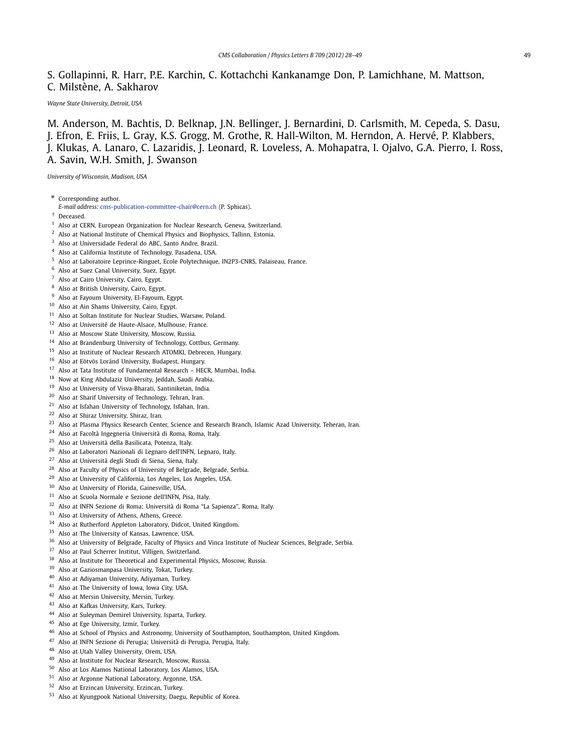S. Gollapinni, R. Harr, P.E. Karchin, C. Kottachchi Kankanamge Don, P. Lamichhane, M. Mattson, C. Milstène, A. Sakharov

*Wayne State University, Detroit, USA*

M. Anderson, M. Bachtis, D. Belknap, J.N. Bellinger, J. Bernardini, D. Carlsmith, M. Cepeda, S. Dasu, J. Efron, E. Friis, L. Gray, K.S. Grogg, M. Grothe, R. Hall-Wilton, M. Herndon, A. Hervé, P. Klabbers, J. Klukas, A. Lanaro, C. Lazaridis, J. Leonard, R. Loveless, A. Mohapatra, I. Ojalvo, G.A. Pierro, I. Ross, A. Savin, W.H. Smith, J. Swanson

*University of Wisconsin, Madison, USA*

\* Corresponding author.
*E-mail address:* cms-publication-committee-chair@cern.ch (P. Sphicas).

† Deceased.

[1] Also at CERN, European Organization for Nuclear Research, Geneva, Switzerland.
[2] Also at National Institute of Chemical Physics and Biophysics, Tallinn, Estonia.
[3] Also at Universidade Federal do ABC, Santo Andre, Brazil.
[4] Also at California Institute of Technology, Pasadena, USA.
[5] Also at Laboratoire Leprince-Ringuet, Ecole Polytechnique, IN2P3-CNRS, Palaiseau, France.
[6] Also at Suez Canal University, Suez, Egypt.
[7] Also at Cairo University, Cairo, Egypt.
[8] Also at British University, Cairo, Egypt.
[9] Also at Fayoum University, El-Fayoum, Egypt.
[10] Also at Ain Shams University, Cairo, Egypt.
[11] Also at Soltan Institute for Nuclear Studies, Warsaw, Poland.
[12] Also at Université de Haute-Alsace, Mulhouse, France.
[13] Also at Moscow State University, Moscow, Russia.
[14] Also at Brandenburg University of Technology, Cottbus, Germany.
[15] Also at Institute of Nuclear Research ATOMKI, Debrecen, Hungary.
[16] Also at Eötvös Loránd University, Budapest, Hungary.
[17] Also at Tata Institute of Fundamental Research – HECR, Mumbai, India.
[18] Now at King Abdulaziz University, Jeddah, Saudi Arabia.
[19] Also at University of Visva-Bharati, Santiniketan, India.
[20] Also at Sharif University of Technology, Tehran, Iran.
[21] Also at Isfahan University of Technology, Isfahan, Iran.
[22] Also at Shiraz University, Shiraz, Iran.
[23] Also at Plasma Physics Research Center, Science and Research Branch, Islamic Azad University, Teheran, Iran.
[24] Also at Facoltà Ingegneria Università di Roma, Roma, Italy.
[25] Also at Università della Basilicata, Potenza, Italy.
[26] Also at Laboratori Nazionali di Legnaro dell'INFN, Legnaro, Italy.
[27] Also at Università degli Studi di Siena, Siena, Italy.
[28] Also at Faculty of Physics of University of Belgrade, Belgrade, Serbia.
[29] Also at University of California, Los Angeles, Los Angeles, USA.
[30] Also at University of Florida, Gainesville, USA.
[31] Also at Scuola Normale e Sezione dell'INFN, Pisa, Italy.
[32] Also at INFN Sezione di Roma; Università di Roma "La Sapienza", Roma, Italy.
[33] Also at University of Athens, Athens, Greece.
[34] Also at Rutherford Appleton Laboratory, Didcot, United Kingdom.
[35] Also at The University of Kansas, Lawrence, USA.
[36] Also at University of Belgrade, Faculty of Physics and Vinca Institute of Nuclear Sciences, Belgrade, Serbia.
[37] Also at Paul Scherrer Institut, Villigen, Switzerland.
[38] Also at Institute for Theoretical and Experimental Physics, Moscow, Russia.
[39] Also at Gaziosmanpasa University, Tokat, Turkey.
[40] Also at Adiyaman University, Adiyaman, Turkey.
[41] Also at The University of Iowa, Iowa City, USA.
[42] Also at Mersin University, Mersin, Turkey.
[43] Also at Kafkas University, Kars, Turkey.
[44] Also at Suleyman Demirel University, Isparta, Turkey.
[45] Also at Ege University, Izmir, Turkey.
[46] Also at School of Physics and Astronomy, University of Southampton, Southampton, United Kingdom.
[47] Also at INFN Sezione di Perugia; Università di Perugia, Perugia, Italy.
[48] Also at Utah Valley University, Orem, USA.
[49] Also at Institute for Nuclear Research, Moscow, Russia.
[50] Also at Los Alamos National Laboratory, Los Alamos, USA.
[51] Also at Argonne National Laboratory, Argonne, USA.
[52] Also at Erzincan University, Erzincan, Turkey.
[53] Also at Kyungpook National University, Daegu, Republic of Korea.